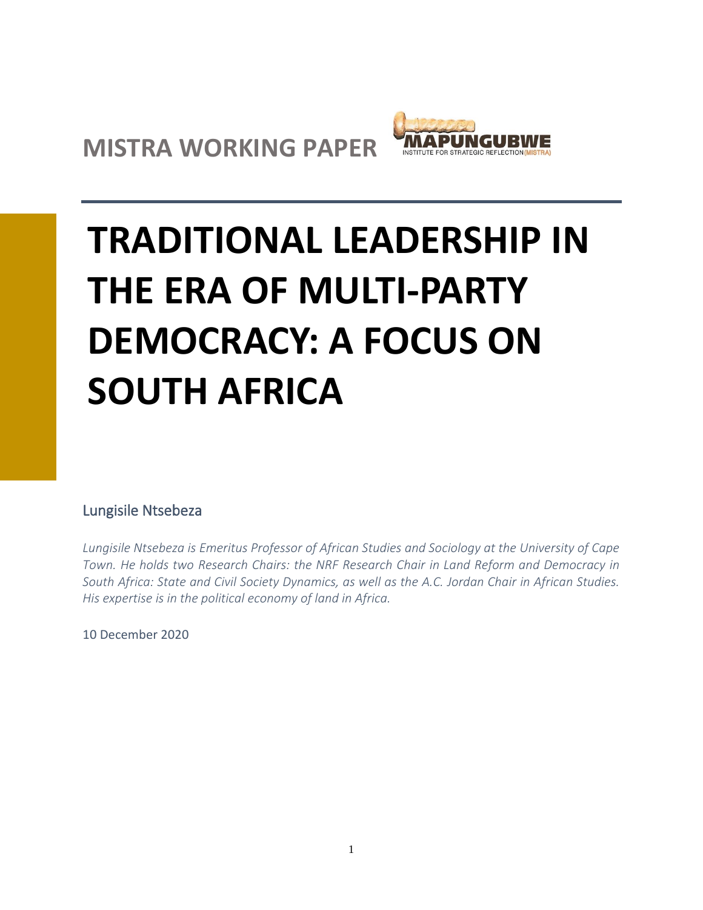MISTRA WORKING PAPER

MAPUNGUBWE INSTITUTE FOR STRATEGIC REFLECTION (MISTRA)

# TRADITIONAL LEADERSHIP IN THE ERA OF MULTI-PARTY DEMOCRACY: A FOCUS ON SOUTH AFRICA

Lungisile Ntsebeza

*Lungisile Ntsebeza is Emeritus Professor of African Studies and Sociology at the University of Cape Town. He holds two Research Chairs: the NRF Research Chair in Land Reform and Democracy in South Africa: State and Civil Society Dynamics, as well as the A.C. Jordan Chair in African Studies. His expertise is in the political economy of land in Africa.*

10 December 2020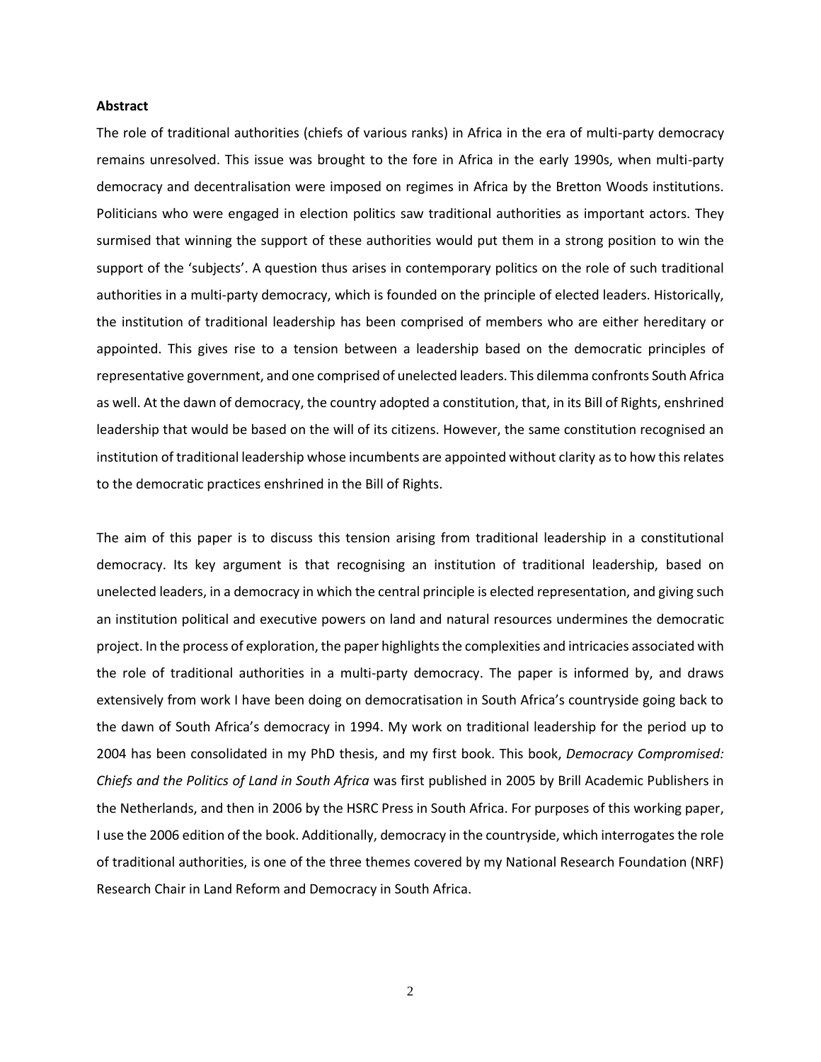**Abstract**

The role of traditional authorities (chiefs of various ranks) in Africa in the era of multi-party democracy remains unresolved. This issue was brought to the fore in Africa in the early 1990s, when multi-party democracy and decentralisation were imposed on regimes in Africa by the Bretton Woods institutions. Politicians who were engaged in election politics saw traditional authorities as important actors. They surmised that winning the support of these authorities would put them in a strong position to win the support of the 'subjects'. A question thus arises in contemporary politics on the role of such traditional authorities in a multi-party democracy, which is founded on the principle of elected leaders. Historically, the institution of traditional leadership has been comprised of members who are either hereditary or appointed. This gives rise to a tension between a leadership based on the democratic principles of representative government, and one comprised of unelected leaders. This dilemma confronts South Africa as well. At the dawn of democracy, the country adopted a constitution, that, in its Bill of Rights, enshrined leadership that would be based on the will of its citizens. However, the same constitution recognised an institution of traditional leadership whose incumbents are appointed without clarity as to how this relates to the democratic practices enshrined in the Bill of Rights.

The aim of this paper is to discuss this tension arising from traditional leadership in a constitutional democracy. Its key argument is that recognising an institution of traditional leadership, based on unelected leaders, in a democracy in which the central principle is elected representation, and giving such an institution political and executive powers on land and natural resources undermines the democratic project. In the process of exploration, the paper highlights the complexities and intricacies associated with the role of traditional authorities in a multi-party democracy. The paper is informed by, and draws extensively from work I have been doing on democratisation in South Africa's countryside going back to the dawn of South Africa's democracy in 1994. My work on traditional leadership for the period up to 2004 has been consolidated in my PhD thesis, and my first book. This book, *Democracy Compromised: Chiefs and the Politics of Land in South Africa* was first published in 2005 by Brill Academic Publishers in the Netherlands, and then in 2006 by the HSRC Press in South Africa. For purposes of this working paper, I use the 2006 edition of the book. Additionally, democracy in the countryside, which interrogates the role of traditional authorities, is one of the three themes covered by my National Research Foundation (NRF) Research Chair in Land Reform and Democracy in South Africa.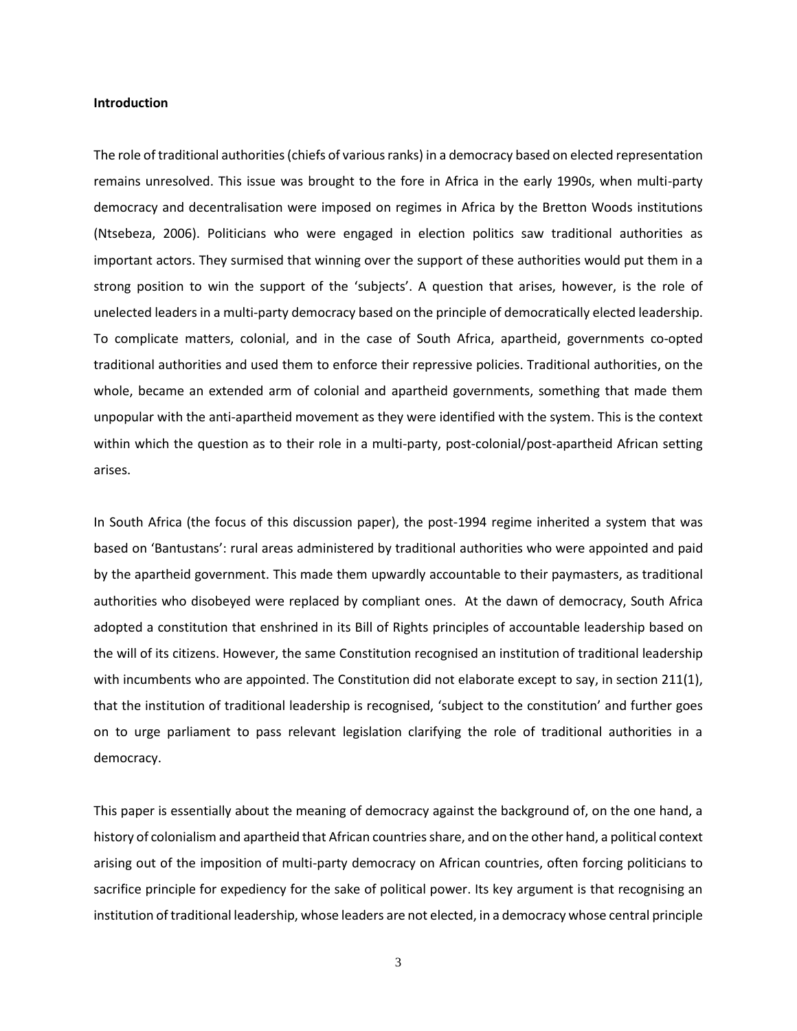**Introduction**

The role of traditional authorities (chiefs of various ranks) in a democracy based on elected representation remains unresolved. This issue was brought to the fore in Africa in the early 1990s, when multi-party democracy and decentralisation were imposed on regimes in Africa by the Bretton Woods institutions (Ntsebeza, 2006). Politicians who were engaged in election politics saw traditional authorities as important actors. They surmised that winning over the support of these authorities would put them in a strong position to win the support of the 'subjects'. A question that arises, however, is the role of unelected leaders in a multi-party democracy based on the principle of democratically elected leadership. To complicate matters, colonial, and in the case of South Africa, apartheid, governments co-opted traditional authorities and used them to enforce their repressive policies. Traditional authorities, on the whole, became an extended arm of colonial and apartheid governments, something that made them unpopular with the anti-apartheid movement as they were identified with the system. This is the context within which the question as to their role in a multi-party, post-colonial/post-apartheid African setting arises.

In South Africa (the focus of this discussion paper), the post-1994 regime inherited a system that was based on 'Bantustans': rural areas administered by traditional authorities who were appointed and paid by the apartheid government. This made them upwardly accountable to their paymasters, as traditional authorities who disobeyed were replaced by compliant ones. At the dawn of democracy, South Africa adopted a constitution that enshrined in its Bill of Rights principles of accountable leadership based on the will of its citizens. However, the same Constitution recognised an institution of traditional leadership with incumbents who are appointed. The Constitution did not elaborate except to say, in section 211(1), that the institution of traditional leadership is recognised, 'subject to the constitution' and further goes on to urge parliament to pass relevant legislation clarifying the role of traditional authorities in a democracy.

This paper is essentially about the meaning of democracy against the background of, on the one hand, a history of colonialism and apartheid that African countries share, and on the other hand, a political context arising out of the imposition of multi-party democracy on African countries, often forcing politicians to sacrifice principle for expediency for the sake of political power. Its key argument is that recognising an institution of traditional leadership, whose leaders are not elected, in a democracy whose central principle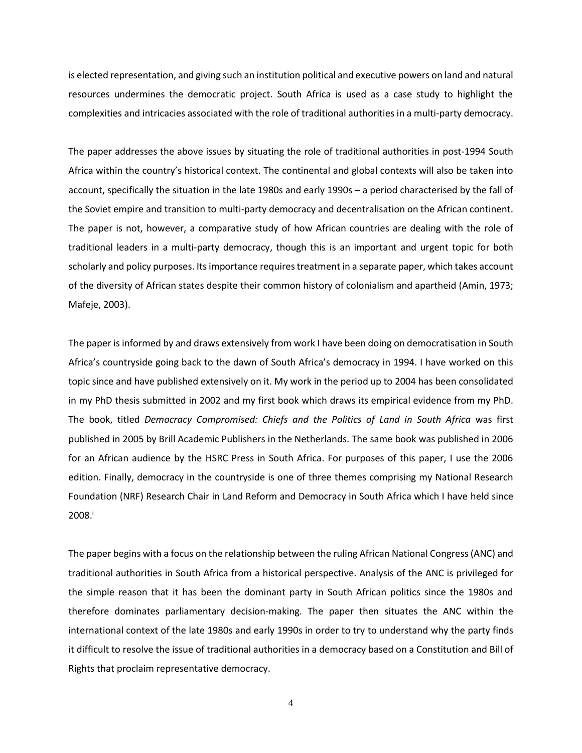is elected representation, and giving such an institution political and executive powers on land and natural resources undermines the democratic project. South Africa is used as a case study to highlight the complexities and intricacies associated with the role of traditional authorities in a multi-party democracy.

The paper addresses the above issues by situating the role of traditional authorities in post-1994 South Africa within the country's historical context. The continental and global contexts will also be taken into account, specifically the situation in the late 1980s and early 1990s – a period characterised by the fall of the Soviet empire and transition to multi-party democracy and decentralisation on the African continent. The paper is not, however, a comparative study of how African countries are dealing with the role of traditional leaders in a multi-party democracy, though this is an important and urgent topic for both scholarly and policy purposes. Its importance requires treatment in a separate paper, which takes account of the diversity of African states despite their common history of colonialism and apartheid (Amin, 1973; Mafeje, 2003).

The paper is informed by and draws extensively from work I have been doing on democratisation in South Africa's countryside going back to the dawn of South Africa's democracy in 1994. I have worked on this topic since and have published extensively on it. My work in the period up to 2004 has been consolidated in my PhD thesis submitted in 2002 and my first book which draws its empirical evidence from my PhD. The book, titled *Democracy Compromised: Chiefs and the Politics of Land in South Africa* was first published in 2005 by Brill Academic Publishers in the Netherlands. The same book was published in 2006 for an African audience by the HSRC Press in South Africa. For purposes of this paper, I use the 2006 edition. Finally, democracy in the countryside is one of three themes comprising my National Research Foundation (NRF) Research Chair in Land Reform and Democracy in South Africa which I have held since 2008.[i]

The paper begins with a focus on the relationship between the ruling African National Congress (ANC) and traditional authorities in South Africa from a historical perspective. Analysis of the ANC is privileged for the simple reason that it has been the dominant party in South African politics since the 1980s and therefore dominates parliamentary decision-making. The paper then situates the ANC within the international context of the late 1980s and early 1990s in order to try to understand why the party finds it difficult to resolve the issue of traditional authorities in a democracy based on a Constitution and Bill of Rights that proclaim representative democracy.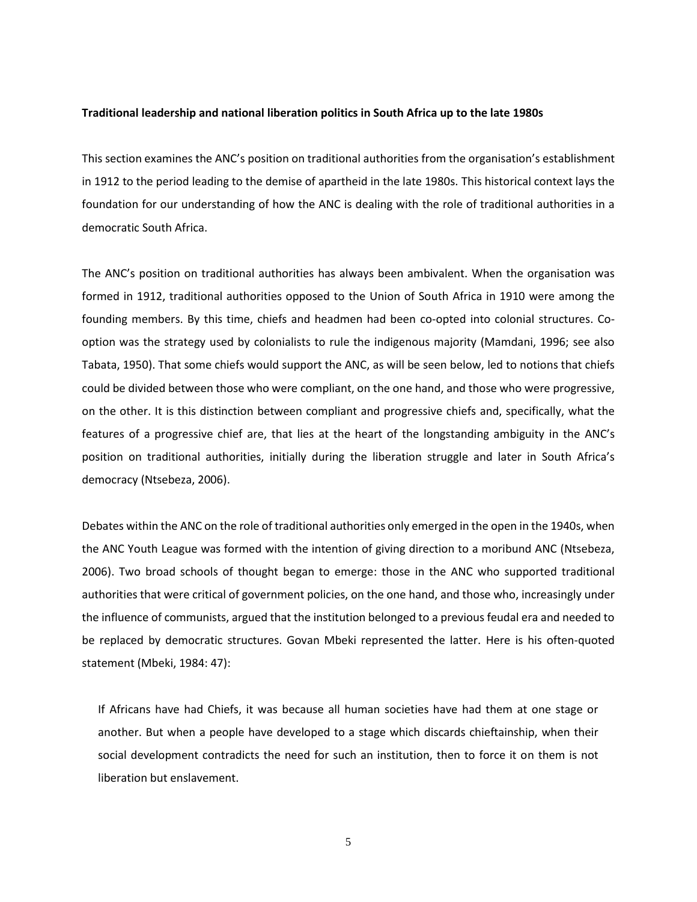**Traditional leadership and national liberation politics in South Africa up to the late 1980s**

This section examines the ANC's position on traditional authorities from the organisation's establishment in 1912 to the period leading to the demise of apartheid in the late 1980s. This historical context lays the foundation for our understanding of how the ANC is dealing with the role of traditional authorities in a democratic South Africa.

The ANC's position on traditional authorities has always been ambivalent. When the organisation was formed in 1912, traditional authorities opposed to the Union of South Africa in 1910 were among the founding members. By this time, chiefs and headmen had been co-opted into colonial structures. Co-option was the strategy used by colonialists to rule the indigenous majority (Mamdani, 1996; see also Tabata, 1950). That some chiefs would support the ANC, as will be seen below, led to notions that chiefs could be divided between those who were compliant, on the one hand, and those who were progressive, on the other. It is this distinction between compliant and progressive chiefs and, specifically, what the features of a progressive chief are, that lies at the heart of the longstanding ambiguity in the ANC's position on traditional authorities, initially during the liberation struggle and later in South Africa's democracy (Ntsebeza, 2006).

Debates within the ANC on the role of traditional authorities only emerged in the open in the 1940s, when the ANC Youth League was formed with the intention of giving direction to a moribund ANC (Ntsebeza, 2006). Two broad schools of thought began to emerge: those in the ANC who supported traditional authorities that were critical of government policies, on the one hand, and those who, increasingly under the influence of communists, argued that the institution belonged to a previous feudal era and needed to be replaced by democratic structures. Govan Mbeki represented the latter. Here is his often-quoted statement (Mbeki, 1984: 47):

> If Africans have had Chiefs, it was because all human societies have had them at one stage or another. But when a people have developed to a stage which discards chieftainship, when their social development contradicts the need for such an institution, then to force it on them is not liberation but enslavement.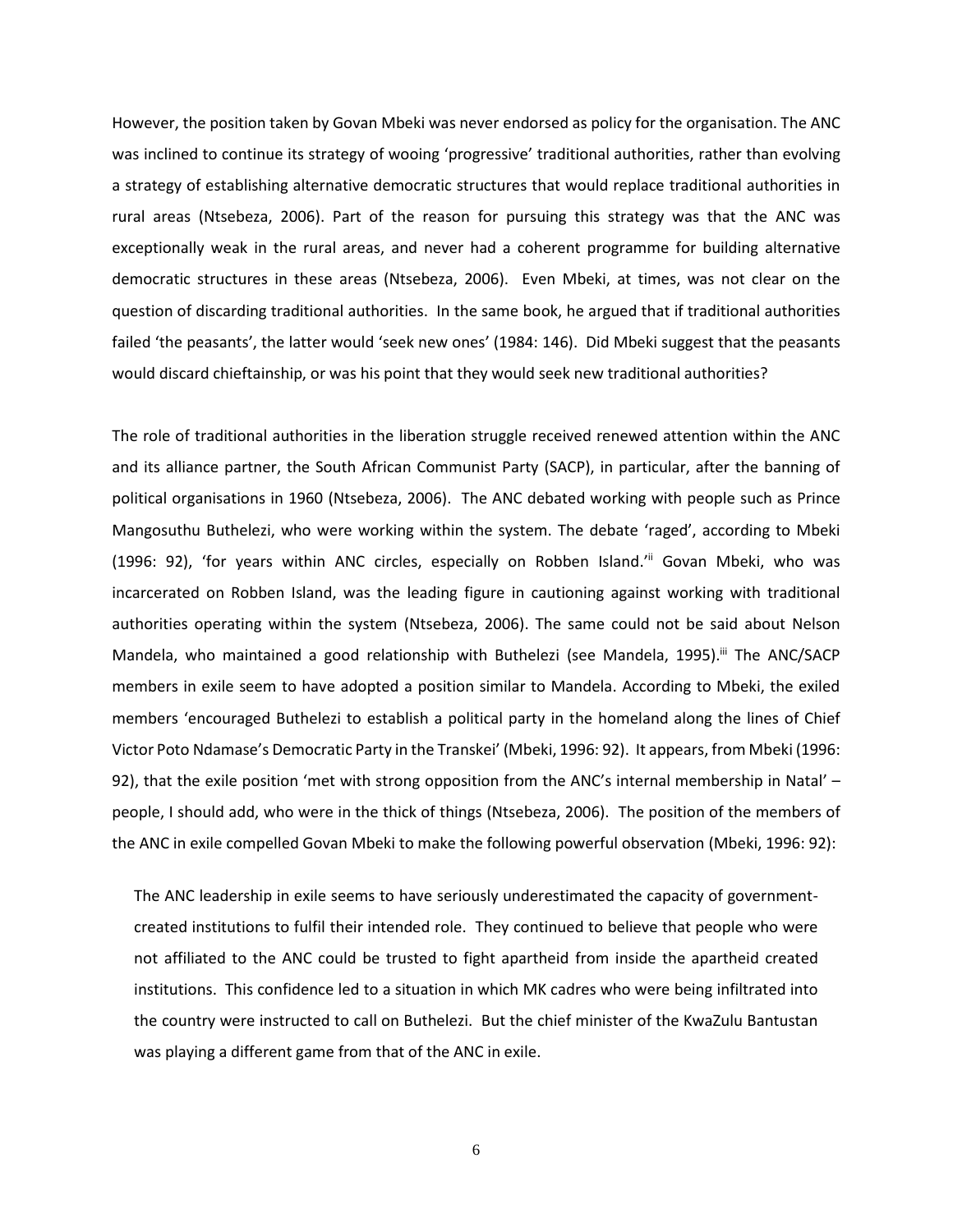However, the position taken by Govan Mbeki was never endorsed as policy for the organisation. The ANC was inclined to continue its strategy of wooing 'progressive' traditional authorities, rather than evolving a strategy of establishing alternative democratic structures that would replace traditional authorities in rural areas (Ntsebeza, 2006). Part of the reason for pursuing this strategy was that the ANC was exceptionally weak in the rural areas, and never had a coherent programme for building alternative democratic structures in these areas (Ntsebeza, 2006). Even Mbeki, at times, was not clear on the question of discarding traditional authorities. In the same book, he argued that if traditional authorities failed 'the peasants', the latter would 'seek new ones' (1984: 146). Did Mbeki suggest that the peasants would discard chieftainship, or was his point that they would seek new traditional authorities?

The role of traditional authorities in the liberation struggle received renewed attention within the ANC and its alliance partner, the South African Communist Party (SACP), in particular, after the banning of political organisations in 1960 (Ntsebeza, 2006). The ANC debated working with people such as Prince Mangosuthu Buthelezi, who were working within the system. The debate 'raged', according to Mbeki (1996: 92), 'for years within ANC circles, especially on Robben Island.'[ii] Govan Mbeki, who was incarcerated on Robben Island, was the leading figure in cautioning against working with traditional authorities operating within the system (Ntsebeza, 2006). The same could not be said about Nelson Mandela, who maintained a good relationship with Buthelezi (see Mandela, 1995).[iii] The ANC/SACP members in exile seem to have adopted a position similar to Mandela. According to Mbeki, the exiled members 'encouraged Buthelezi to establish a political party in the homeland along the lines of Chief Victor Poto Ndamase's Democratic Party in the Transkei' (Mbeki, 1996: 92). It appears, from Mbeki (1996: 92), that the exile position 'met with strong opposition from the ANC's internal membership in Natal' – people, I should add, who were in the thick of things (Ntsebeza, 2006). The position of the members of the ANC in exile compelled Govan Mbeki to make the following powerful observation (Mbeki, 1996: 92):

> The ANC leadership in exile seems to have seriously underestimated the capacity of government-created institutions to fulfil their intended role. They continued to believe that people who were not affiliated to the ANC could be trusted to fight apartheid from inside the apartheid created institutions. This confidence led to a situation in which MK cadres who were being infiltrated into the country were instructed to call on Buthelezi. But the chief minister of the KwaZulu Bantustan was playing a different game from that of the ANC in exile.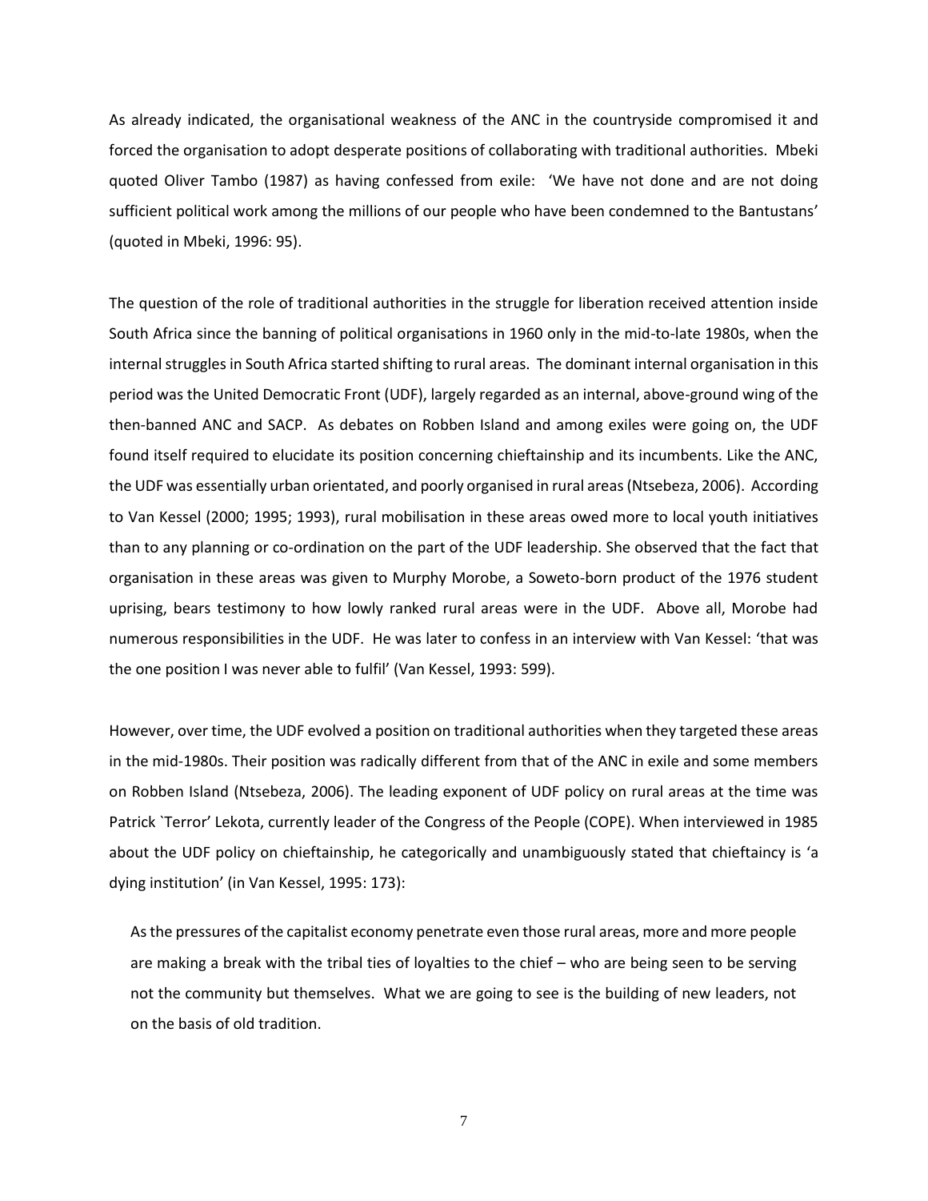As already indicated, the organisational weakness of the ANC in the countryside compromised it and forced the organisation to adopt desperate positions of collaborating with traditional authorities. Mbeki quoted Oliver Tambo (1987) as having confessed from exile: 'We have not done and are not doing sufficient political work among the millions of our people who have been condemned to the Bantustans' (quoted in Mbeki, 1996: 95).

The question of the role of traditional authorities in the struggle for liberation received attention inside South Africa since the banning of political organisations in 1960 only in the mid-to-late 1980s, when the internal struggles in South Africa started shifting to rural areas. The dominant internal organisation in this period was the United Democratic Front (UDF), largely regarded as an internal, above-ground wing of the then-banned ANC and SACP. As debates on Robben Island and among exiles were going on, the UDF found itself required to elucidate its position concerning chieftainship and its incumbents. Like the ANC, the UDF was essentially urban orientated, and poorly organised in rural areas (Ntsebeza, 2006). According to Van Kessel (2000; 1995; 1993), rural mobilisation in these areas owed more to local youth initiatives than to any planning or co-ordination on the part of the UDF leadership. She observed that the fact that organisation in these areas was given to Murphy Morobe, a Soweto-born product of the 1976 student uprising, bears testimony to how lowly ranked rural areas were in the UDF. Above all, Morobe had numerous responsibilities in the UDF. He was later to confess in an interview with Van Kessel: 'that was the one position I was never able to fulfil' (Van Kessel, 1993: 599).

However, over time, the UDF evolved a position on traditional authorities when they targeted these areas in the mid-1980s. Their position was radically different from that of the ANC in exile and some members on Robben Island (Ntsebeza, 2006). The leading exponent of UDF policy on rural areas at the time was Patrick `Terror' Lekota, currently leader of the Congress of the People (COPE). When interviewed in 1985 about the UDF policy on chieftainship, he categorically and unambiguously stated that chieftaincy is 'a dying institution' (in Van Kessel, 1995: 173):

> As the pressures of the capitalist economy penetrate even those rural areas, more and more people are making a break with the tribal ties of loyalties to the chief – who are being seen to be serving not the community but themselves. What we are going to see is the building of new leaders, not on the basis of old tradition.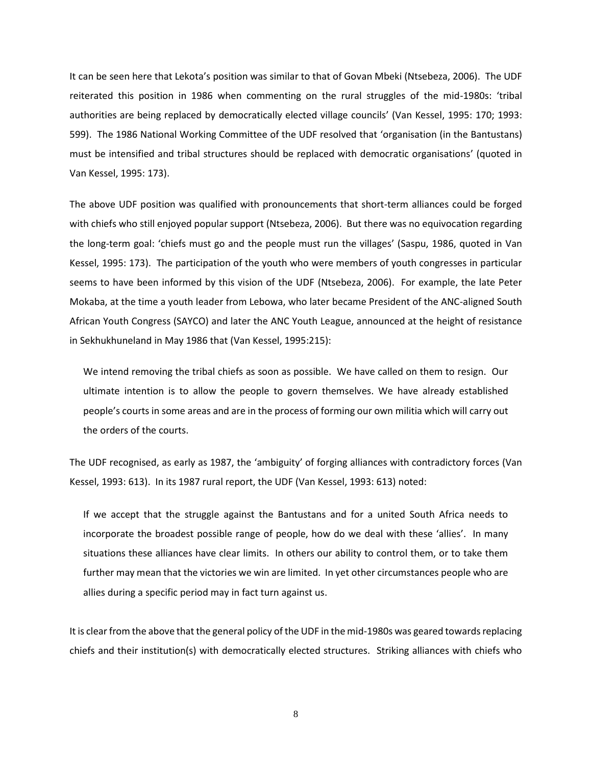It can be seen here that Lekota's position was similar to that of Govan Mbeki (Ntsebeza, 2006). The UDF reiterated this position in 1986 when commenting on the rural struggles of the mid-1980s: 'tribal authorities are being replaced by democratically elected village councils' (Van Kessel, 1995: 170; 1993: 599). The 1986 National Working Committee of the UDF resolved that 'organisation (in the Bantustans) must be intensified and tribal structures should be replaced with democratic organisations' (quoted in Van Kessel, 1995: 173).

The above UDF position was qualified with pronouncements that short-term alliances could be forged with chiefs who still enjoyed popular support (Ntsebeza, 2006). But there was no equivocation regarding the long-term goal: 'chiefs must go and the people must run the villages' (Saspu, 1986, quoted in Van Kessel, 1995: 173). The participation of the youth who were members of youth congresses in particular seems to have been informed by this vision of the UDF (Ntsebeza, 2006). For example, the late Peter Mokaba, at the time a youth leader from Lebowa, who later became President of the ANC-aligned South African Youth Congress (SAYCO) and later the ANC Youth League, announced at the height of resistance in Sekhukhuneland in May 1986 that (Van Kessel, 1995:215):

> We intend removing the tribal chiefs as soon as possible. We have called on them to resign. Our ultimate intention is to allow the people to govern themselves. We have already established people's courts in some areas and are in the process of forming our own militia which will carry out the orders of the courts.

The UDF recognised, as early as 1987, the 'ambiguity' of forging alliances with contradictory forces (Van Kessel, 1993: 613). In its 1987 rural report, the UDF (Van Kessel, 1993: 613) noted:

> If we accept that the struggle against the Bantustans and for a united South Africa needs to incorporate the broadest possible range of people, how do we deal with these 'allies'. In many situations these alliances have clear limits. In others our ability to control them, or to take them further may mean that the victories we win are limited. In yet other circumstances people who are allies during a specific period may in fact turn against us.

It is clear from the above that the general policy of the UDF in the mid-1980s was geared towards replacing chiefs and their institution(s) with democratically elected structures. Striking alliances with chiefs who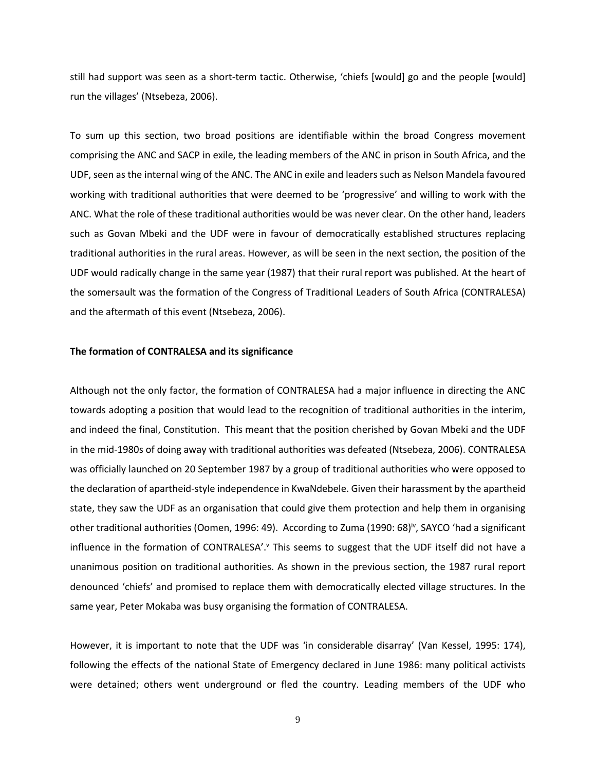still had support was seen as a short-term tactic. Otherwise, 'chiefs [would] go and the people [would] run the villages' (Ntsebeza, 2006).

To sum up this section, two broad positions are identifiable within the broad Congress movement comprising the ANC and SACP in exile, the leading members of the ANC in prison in South Africa, and the UDF, seen as the internal wing of the ANC. The ANC in exile and leaders such as Nelson Mandela favoured working with traditional authorities that were deemed to be 'progressive' and willing to work with the ANC. What the role of these traditional authorities would be was never clear. On the other hand, leaders such as Govan Mbeki and the UDF were in favour of democratically established structures replacing traditional authorities in the rural areas. However, as will be seen in the next section, the position of the UDF would radically change in the same year (1987) that their rural report was published. At the heart of the somersault was the formation of the Congress of Traditional Leaders of South Africa (CONTRALESA) and the aftermath of this event (Ntsebeza, 2006).

**The formation of CONTRALESA and its significance**

Although not the only factor, the formation of CONTRALESA had a major influence in directing the ANC towards adopting a position that would lead to the recognition of traditional authorities in the interim, and indeed the final, Constitution. This meant that the position cherished by Govan Mbeki and the UDF in the mid-1980s of doing away with traditional authorities was defeated (Ntsebeza, 2006). CONTRALESA was officially launched on 20 September 1987 by a group of traditional authorities who were opposed to the declaration of apartheid-style independence in KwaNdebele. Given their harassment by the apartheid state, they saw the UDF as an organisation that could give them protection and help them in organising other traditional authorities (Oomen, 1996: 49). According to Zuma (1990: 68)[iv], SAYCO 'had a significant influence in the formation of CONTRALESA'.[v] This seems to suggest that the UDF itself did not have a unanimous position on traditional authorities. As shown in the previous section, the 1987 rural report denounced 'chiefs' and promised to replace them with democratically elected village structures. In the same year, Peter Mokaba was busy organising the formation of CONTRALESA.

However, it is important to note that the UDF was 'in considerable disarray' (Van Kessel, 1995: 174), following the effects of the national State of Emergency declared in June 1986: many political activists were detained; others went underground or fled the country. Leading members of the UDF who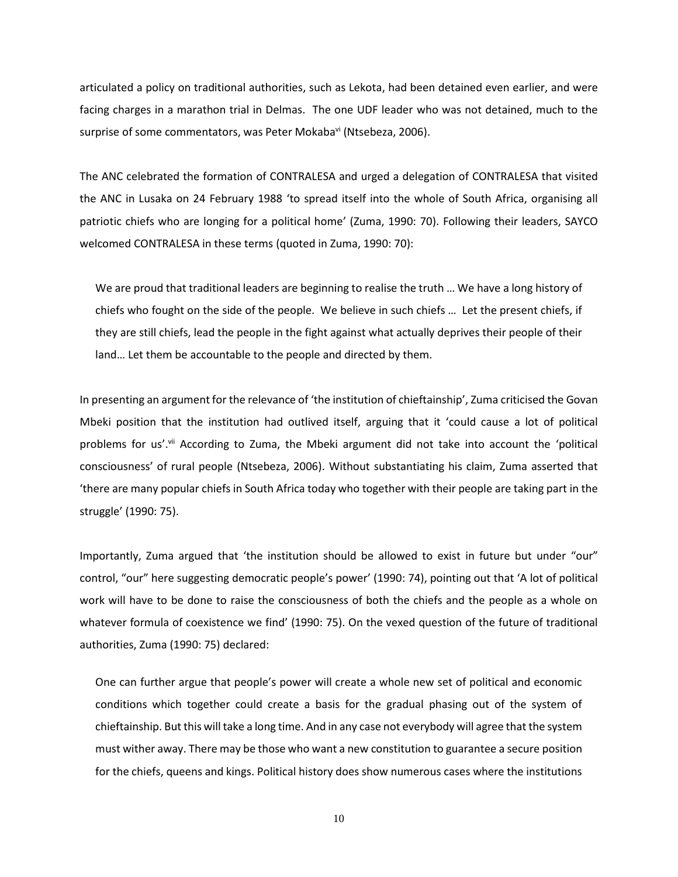articulated a policy on traditional authorities, such as Lekota, had been detained even earlier, and were facing charges in a marathon trial in Delmas. The one UDF leader who was not detained, much to the surprise of some commentators, was Peter Mokaba[vi] (Ntsebeza, 2006).

The ANC celebrated the formation of CONTRALESA and urged a delegation of CONTRALESA that visited the ANC in Lusaka on 24 February 1988 'to spread itself into the whole of South Africa, organising all patriotic chiefs who are longing for a political home' (Zuma, 1990: 70). Following their leaders, SAYCO welcomed CONTRALESA in these terms (quoted in Zuma, 1990: 70):

> We are proud that traditional leaders are beginning to realise the truth … We have a long history of chiefs who fought on the side of the people. We believe in such chiefs … Let the present chiefs, if they are still chiefs, lead the people in the fight against what actually deprives their people of their land… Let them be accountable to the people and directed by them.

In presenting an argument for the relevance of 'the institution of chieftainship', Zuma criticised the Govan Mbeki position that the institution had outlived itself, arguing that it 'could cause a lot of political problems for us'.[vii] According to Zuma, the Mbeki argument did not take into account the 'political consciousness' of rural people (Ntsebeza, 2006). Without substantiating his claim, Zuma asserted that 'there are many popular chiefs in South Africa today who together with their people are taking part in the struggle' (1990: 75).

Importantly, Zuma argued that 'the institution should be allowed to exist in future but under "our" control, "our" here suggesting democratic people's power' (1990: 74), pointing out that 'A lot of political work will have to be done to raise the consciousness of both the chiefs and the people as a whole on whatever formula of coexistence we find' (1990: 75). On the vexed question of the future of traditional authorities, Zuma (1990: 75) declared:

> One can further argue that people's power will create a whole new set of political and economic conditions which together could create a basis for the gradual phasing out of the system of chieftainship. But this will take a long time. And in any case not everybody will agree that the system must wither away. There may be those who want a new constitution to guarantee a secure position for the chiefs, queens and kings. Political history does show numerous cases where the institutions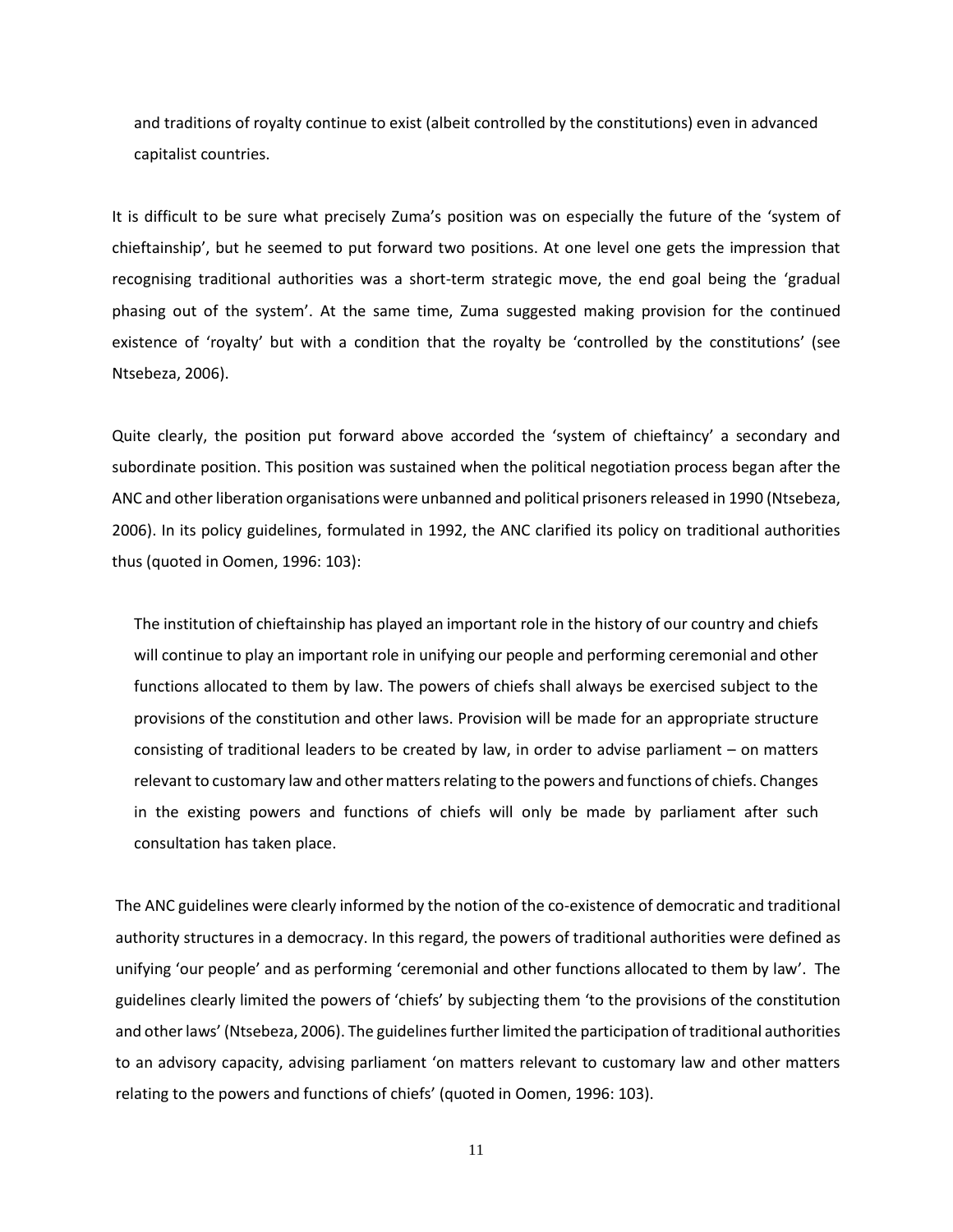> and traditions of royalty continue to exist (albeit controlled by the constitutions) even in advanced capitalist countries.

It is difficult to be sure what precisely Zuma's position was on especially the future of the 'system of chieftainship', but he seemed to put forward two positions. At one level one gets the impression that recognising traditional authorities was a short-term strategic move, the end goal being the 'gradual phasing out of the system'. At the same time, Zuma suggested making provision for the continued existence of 'royalty' but with a condition that the royalty be 'controlled by the constitutions' (see Ntsebeza, 2006).

Quite clearly, the position put forward above accorded the 'system of chieftaincy' a secondary and subordinate position. This position was sustained when the political negotiation process began after the ANC and other liberation organisations were unbanned and political prisoners released in 1990 (Ntsebeza, 2006). In its policy guidelines, formulated in 1992, the ANC clarified its policy on traditional authorities thus (quoted in Oomen, 1996: 103):

> The institution of chieftainship has played an important role in the history of our country and chiefs will continue to play an important role in unifying our people and performing ceremonial and other functions allocated to them by law. The powers of chiefs shall always be exercised subject to the provisions of the constitution and other laws. Provision will be made for an appropriate structure consisting of traditional leaders to be created by law, in order to advise parliament – on matters relevant to customary law and other matters relating to the powers and functions of chiefs. Changes in the existing powers and functions of chiefs will only be made by parliament after such consultation has taken place.

The ANC guidelines were clearly informed by the notion of the co-existence of democratic and traditional authority structures in a democracy. In this regard, the powers of traditional authorities were defined as unifying 'our people' and as performing 'ceremonial and other functions allocated to them by law'. The guidelines clearly limited the powers of 'chiefs' by subjecting them 'to the provisions of the constitution and other laws' (Ntsebeza, 2006). The guidelines further limited the participation of traditional authorities to an advisory capacity, advising parliament 'on matters relevant to customary law and other matters relating to the powers and functions of chiefs' (quoted in Oomen, 1996: 103).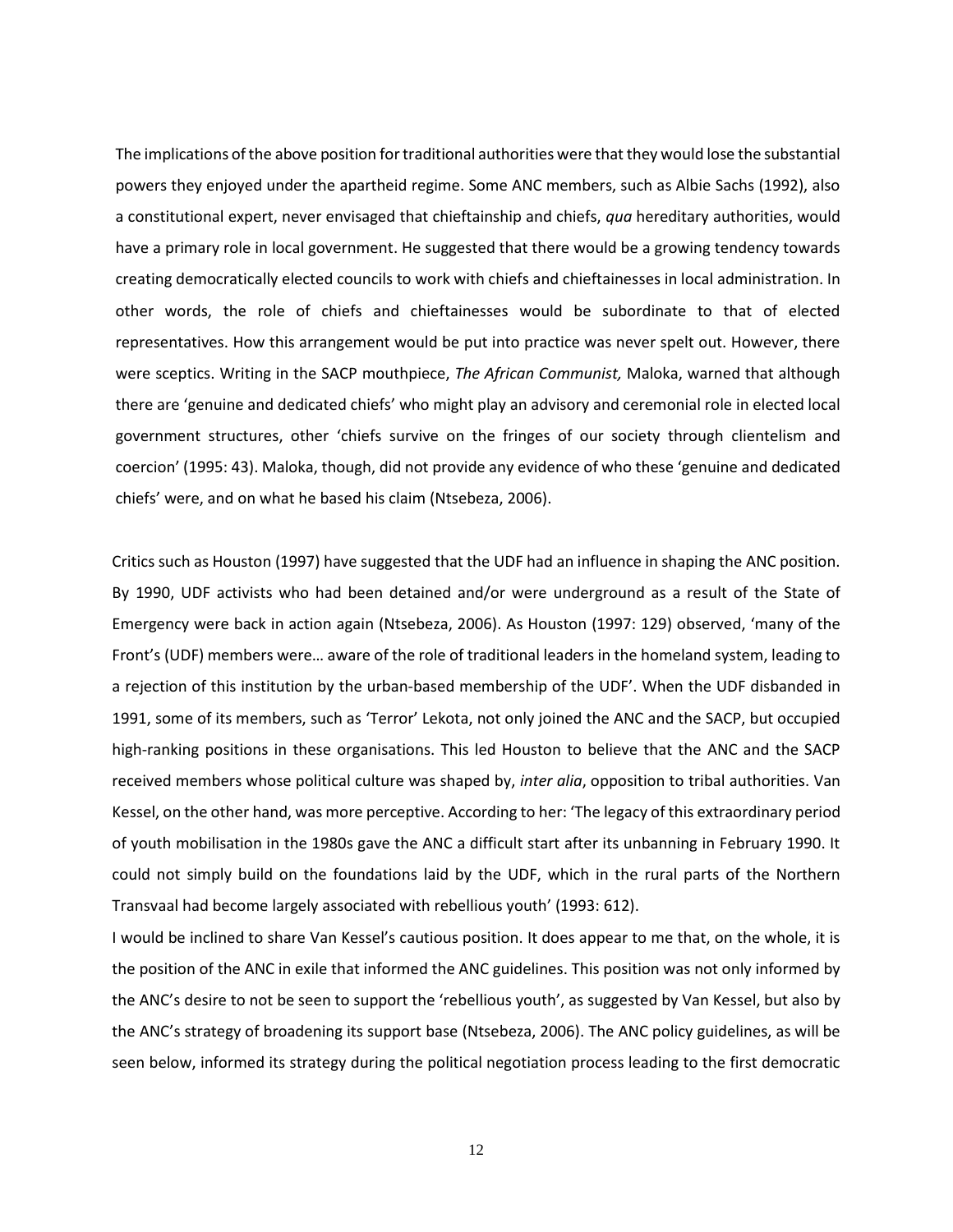The implications of the above position for traditional authorities were that they would lose the substantial powers they enjoyed under the apartheid regime. Some ANC members, such as Albie Sachs (1992), also a constitutional expert, never envisaged that chieftainship and chiefs, *qua* hereditary authorities, would have a primary role in local government. He suggested that there would be a growing tendency towards creating democratically elected councils to work with chiefs and chieftainesses in local administration. In other words, the role of chiefs and chieftainesses would be subordinate to that of elected representatives. How this arrangement would be put into practice was never spelt out. However, there were sceptics. Writing in the SACP mouthpiece, *The African Communist,* Maloka, warned that although there are 'genuine and dedicated chiefs' who might play an advisory and ceremonial role in elected local government structures, other 'chiefs survive on the fringes of our society through clientelism and coercion' (1995: 43). Maloka, though, did not provide any evidence of who these 'genuine and dedicated chiefs' were, and on what he based his claim (Ntsebeza, 2006).

Critics such as Houston (1997) have suggested that the UDF had an influence in shaping the ANC position. By 1990, UDF activists who had been detained and/or were underground as a result of the State of Emergency were back in action again (Ntsebeza, 2006). As Houston (1997: 129) observed, 'many of the Front's (UDF) members were… aware of the role of traditional leaders in the homeland system, leading to a rejection of this institution by the urban-based membership of the UDF'. When the UDF disbanded in 1991, some of its members, such as 'Terror' Lekota, not only joined the ANC and the SACP, but occupied high-ranking positions in these organisations. This led Houston to believe that the ANC and the SACP received members whose political culture was shaped by, *inter alia*, opposition to tribal authorities. Van Kessel, on the other hand, was more perceptive. According to her: 'The legacy of this extraordinary period of youth mobilisation in the 1980s gave the ANC a difficult start after its unbanning in February 1990. It could not simply build on the foundations laid by the UDF, which in the rural parts of the Northern Transvaal had become largely associated with rebellious youth' (1993: 612).

I would be inclined to share Van Kessel's cautious position. It does appear to me that, on the whole, it is the position of the ANC in exile that informed the ANC guidelines. This position was not only informed by the ANC's desire to not be seen to support the 'rebellious youth', as suggested by Van Kessel, but also by the ANC's strategy of broadening its support base (Ntsebeza, 2006). The ANC policy guidelines, as will be seen below, informed its strategy during the political negotiation process leading to the first democratic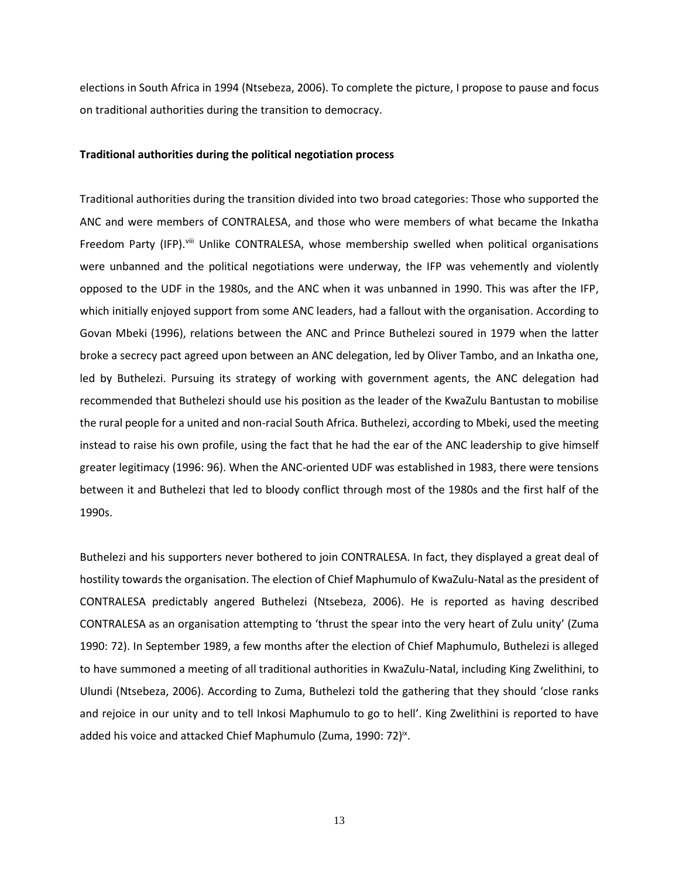elections in South Africa in 1994 (Ntsebeza, 2006). To complete the picture, I propose to pause and focus on traditional authorities during the transition to democracy.

**Traditional authorities during the political negotiation process**

Traditional authorities during the transition divided into two broad categories: Those who supported the ANC and were members of CONTRALESA, and those who were members of what became the Inkatha Freedom Party (IFP).[viii] Unlike CONTRALESA, whose membership swelled when political organisations were unbanned and the political negotiations were underway, the IFP was vehemently and violently opposed to the UDF in the 1980s, and the ANC when it was unbanned in 1990. This was after the IFP, which initially enjoyed support from some ANC leaders, had a fallout with the organisation. According to Govan Mbeki (1996), relations between the ANC and Prince Buthelezi soured in 1979 when the latter broke a secrecy pact agreed upon between an ANC delegation, led by Oliver Tambo, and an Inkatha one, led by Buthelezi. Pursuing its strategy of working with government agents, the ANC delegation had recommended that Buthelezi should use his position as the leader of the KwaZulu Bantustan to mobilise the rural people for a united and non-racial South Africa. Buthelezi, according to Mbeki, used the meeting instead to raise his own profile, using the fact that he had the ear of the ANC leadership to give himself greater legitimacy (1996: 96). When the ANC-oriented UDF was established in 1983, there were tensions between it and Buthelezi that led to bloody conflict through most of the 1980s and the first half of the 1990s.

Buthelezi and his supporters never bothered to join CONTRALESA. In fact, they displayed a great deal of hostility towards the organisation. The election of Chief Maphumulo of KwaZulu-Natal as the president of CONTRALESA predictably angered Buthelezi (Ntsebeza, 2006). He is reported as having described CONTRALESA as an organisation attempting to 'thrust the spear into the very heart of Zulu unity' (Zuma 1990: 72). In September 1989, a few months after the election of Chief Maphumulo, Buthelezi is alleged to have summoned a meeting of all traditional authorities in KwaZulu-Natal, including King Zwelithini, to Ulundi (Ntsebeza, 2006). According to Zuma, Buthelezi told the gathering that they should 'close ranks and rejoice in our unity and to tell Inkosi Maphumulo to go to hell'. King Zwelithini is reported to have added his voice and attacked Chief Maphumulo (Zuma, 1990: 72)[ix].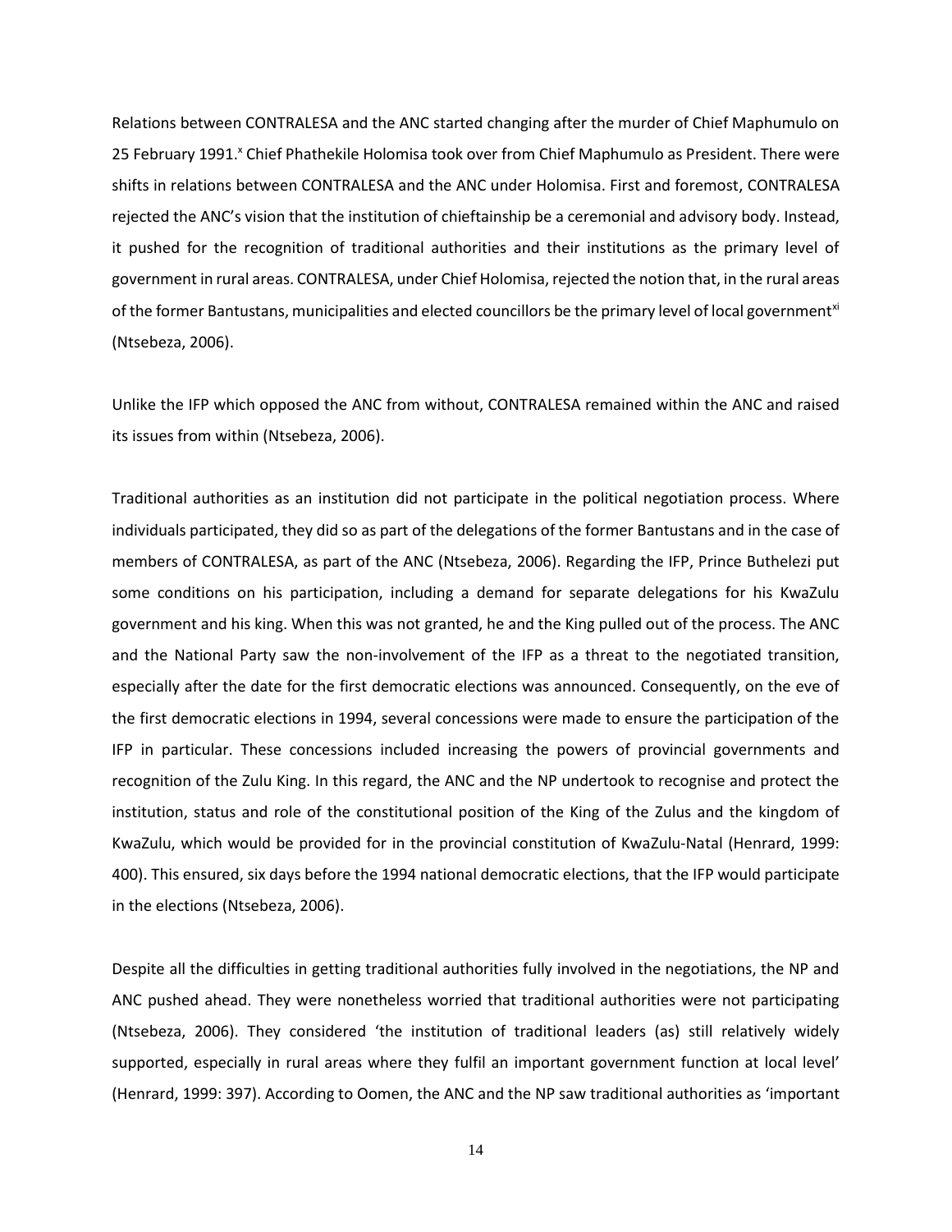Relations between CONTRALESA and the ANC started changing after the murder of Chief Maphumulo on 25 February 1991.[x] Chief Phathekile Holomisa took over from Chief Maphumulo as President. There were shifts in relations between CONTRALESA and the ANC under Holomisa. First and foremost, CONTRALESA rejected the ANC's vision that the institution of chieftainship be a ceremonial and advisory body. Instead, it pushed for the recognition of traditional authorities and their institutions as the primary level of government in rural areas. CONTRALESA, under Chief Holomisa, rejected the notion that, in the rural areas of the former Bantustans, municipalities and elected councillors be the primary level of local government[xi] (Ntsebeza, 2006).

Unlike the IFP which opposed the ANC from without, CONTRALESA remained within the ANC and raised its issues from within (Ntsebeza, 2006).

Traditional authorities as an institution did not participate in the political negotiation process. Where individuals participated, they did so as part of the delegations of the former Bantustans and in the case of members of CONTRALESA, as part of the ANC (Ntsebeza, 2006). Regarding the IFP, Prince Buthelezi put some conditions on his participation, including a demand for separate delegations for his KwaZulu government and his king. When this was not granted, he and the King pulled out of the process. The ANC and the National Party saw the non-involvement of the IFP as a threat to the negotiated transition, especially after the date for the first democratic elections was announced. Consequently, on the eve of the first democratic elections in 1994, several concessions were made to ensure the participation of the IFP in particular. These concessions included increasing the powers of provincial governments and recognition of the Zulu King. In this regard, the ANC and the NP undertook to recognise and protect the institution, status and role of the constitutional position of the King of the Zulus and the kingdom of KwaZulu, which would be provided for in the provincial constitution of KwaZulu-Natal (Henrard, 1999: 400). This ensured, six days before the 1994 national democratic elections, that the IFP would participate in the elections (Ntsebeza, 2006).

Despite all the difficulties in getting traditional authorities fully involved in the negotiations, the NP and ANC pushed ahead. They were nonetheless worried that traditional authorities were not participating (Ntsebeza, 2006). They considered 'the institution of traditional leaders (as) still relatively widely supported, especially in rural areas where they fulfil an important government function at local level' (Henrard, 1999: 397). According to Oomen, the ANC and the NP saw traditional authorities as 'important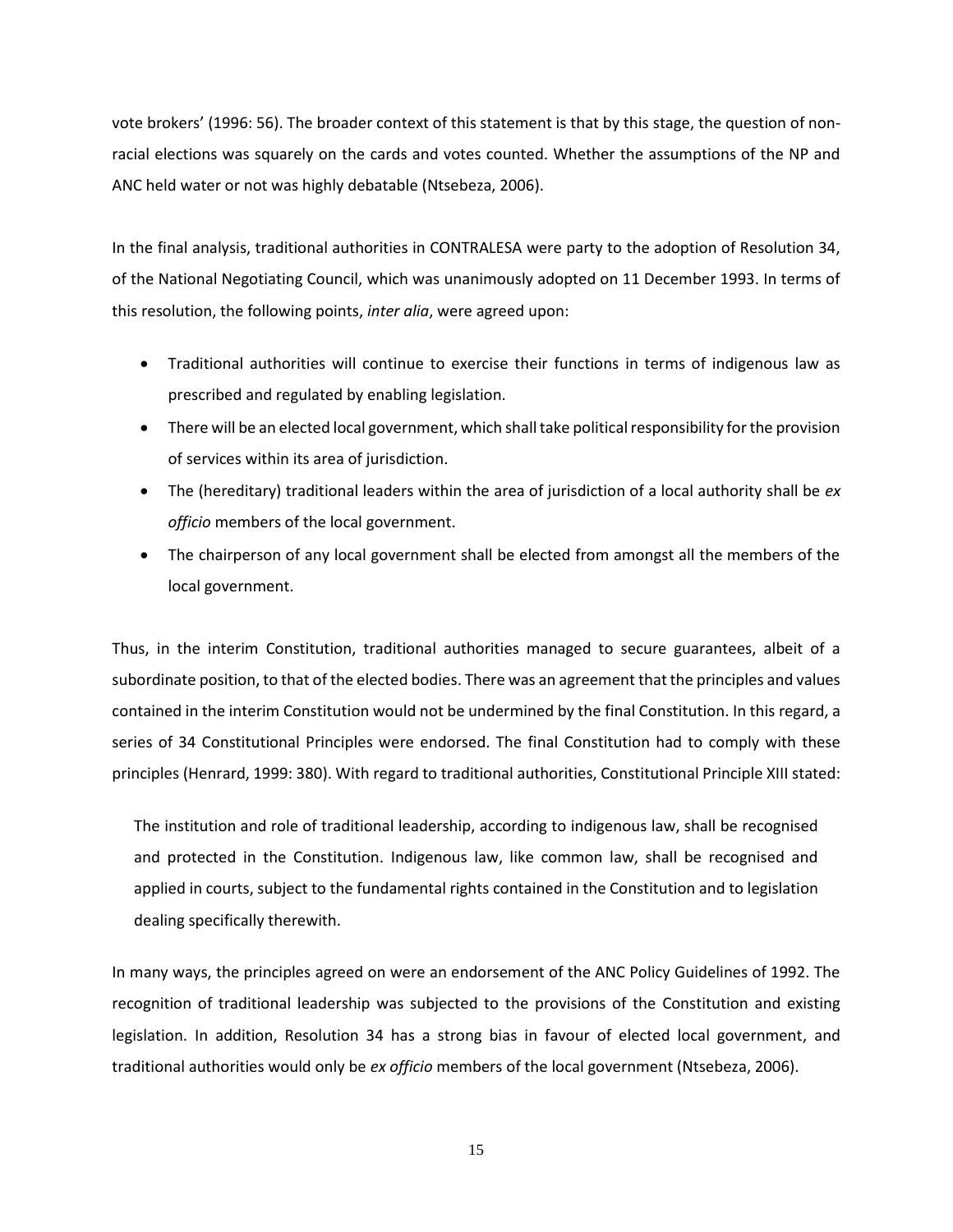vote brokers' (1996: 56). The broader context of this statement is that by this stage, the question of non-racial elections was squarely on the cards and votes counted. Whether the assumptions of the NP and ANC held water or not was highly debatable (Ntsebeza, 2006).

In the final analysis, traditional authorities in CONTRALESA were party to the adoption of Resolution 34, of the National Negotiating Council, which was unanimously adopted on 11 December 1993. In terms of this resolution, the following points, *inter alia*, were agreed upon:

- Traditional authorities will continue to exercise their functions in terms of indigenous law as prescribed and regulated by enabling legislation.
- There will be an elected local government, which shall take political responsibility for the provision of services within its area of jurisdiction.
- The (hereditary) traditional leaders within the area of jurisdiction of a local authority shall be *ex officio* members of the local government.
- The chairperson of any local government shall be elected from amongst all the members of the local government.

Thus, in the interim Constitution, traditional authorities managed to secure guarantees, albeit of a subordinate position, to that of the elected bodies. There was an agreement that the principles and values contained in the interim Constitution would not be undermined by the final Constitution. In this regard, a series of 34 Constitutional Principles were endorsed. The final Constitution had to comply with these principles (Henrard, 1999: 380). With regard to traditional authorities, Constitutional Principle XIII stated:

> The institution and role of traditional leadership, according to indigenous law, shall be recognised and protected in the Constitution. Indigenous law, like common law, shall be recognised and applied in courts, subject to the fundamental rights contained in the Constitution and to legislation dealing specifically therewith.

In many ways, the principles agreed on were an endorsement of the ANC Policy Guidelines of 1992. The recognition of traditional leadership was subjected to the provisions of the Constitution and existing legislation. In addition, Resolution 34 has a strong bias in favour of elected local government, and traditional authorities would only be *ex officio* members of the local government (Ntsebeza, 2006).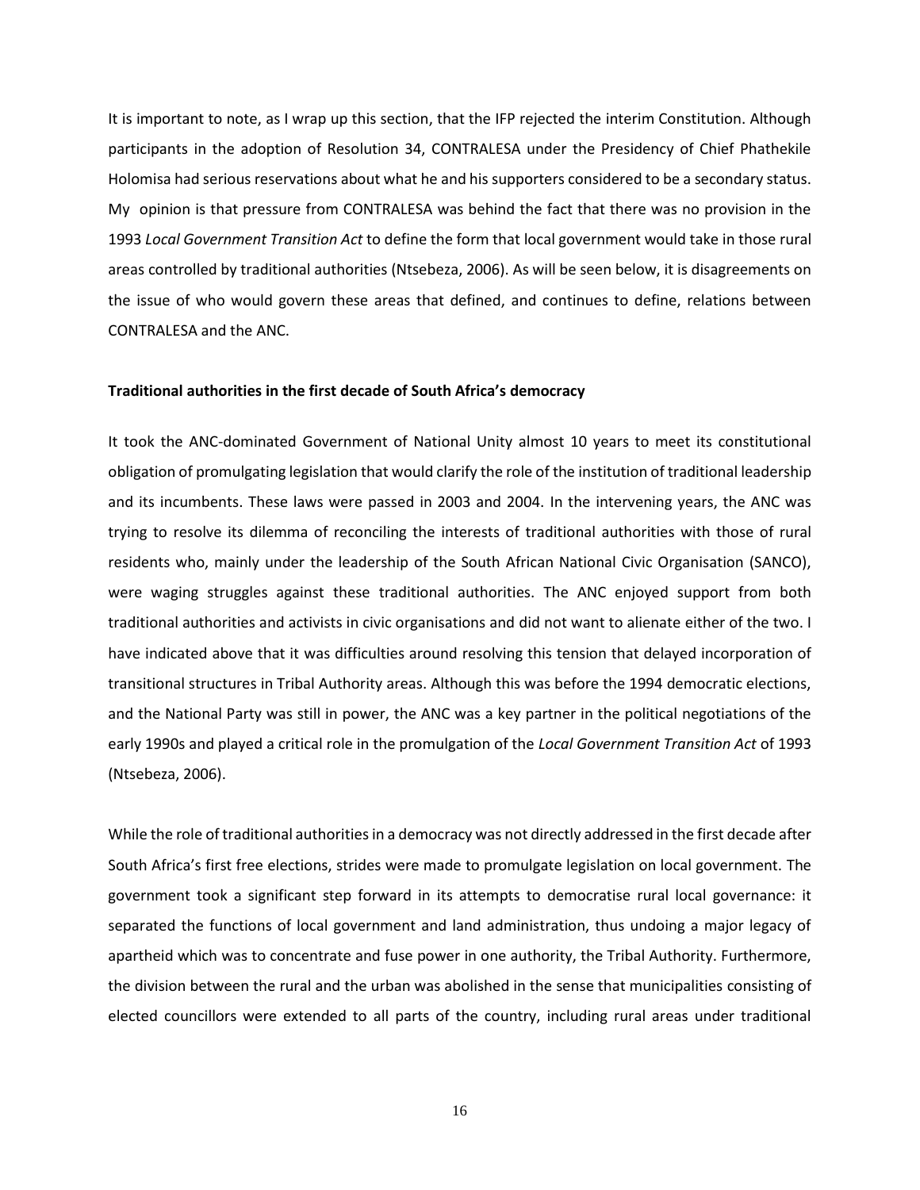It is important to note, as I wrap up this section, that the IFP rejected the interim Constitution. Although participants in the adoption of Resolution 34, CONTRALESA under the Presidency of Chief Phathekile Holomisa had serious reservations about what he and his supporters considered to be a secondary status. My opinion is that pressure from CONTRALESA was behind the fact that there was no provision in the 1993 *Local Government Transition Act* to define the form that local government would take in those rural areas controlled by traditional authorities (Ntsebeza, 2006). As will be seen below, it is disagreements on the issue of who would govern these areas that defined, and continues to define, relations between CONTRALESA and the ANC.

**Traditional authorities in the first decade of South Africa's democracy**

It took the ANC-dominated Government of National Unity almost 10 years to meet its constitutional obligation of promulgating legislation that would clarify the role of the institution of traditional leadership and its incumbents. These laws were passed in 2003 and 2004. In the intervening years, the ANC was trying to resolve its dilemma of reconciling the interests of traditional authorities with those of rural residents who, mainly under the leadership of the South African National Civic Organisation (SANCO), were waging struggles against these traditional authorities. The ANC enjoyed support from both traditional authorities and activists in civic organisations and did not want to alienate either of the two. I have indicated above that it was difficulties around resolving this tension that delayed incorporation of transitional structures in Tribal Authority areas. Although this was before the 1994 democratic elections, and the National Party was still in power, the ANC was a key partner in the political negotiations of the early 1990s and played a critical role in the promulgation of the *Local Government Transition Act* of 1993 (Ntsebeza, 2006).

While the role of traditional authorities in a democracy was not directly addressed in the first decade after South Africa's first free elections, strides were made to promulgate legislation on local government. The government took a significant step forward in its attempts to democratise rural local governance: it separated the functions of local government and land administration, thus undoing a major legacy of apartheid which was to concentrate and fuse power in one authority, the Tribal Authority. Furthermore, the division between the rural and the urban was abolished in the sense that municipalities consisting of elected councillors were extended to all parts of the country, including rural areas under traditional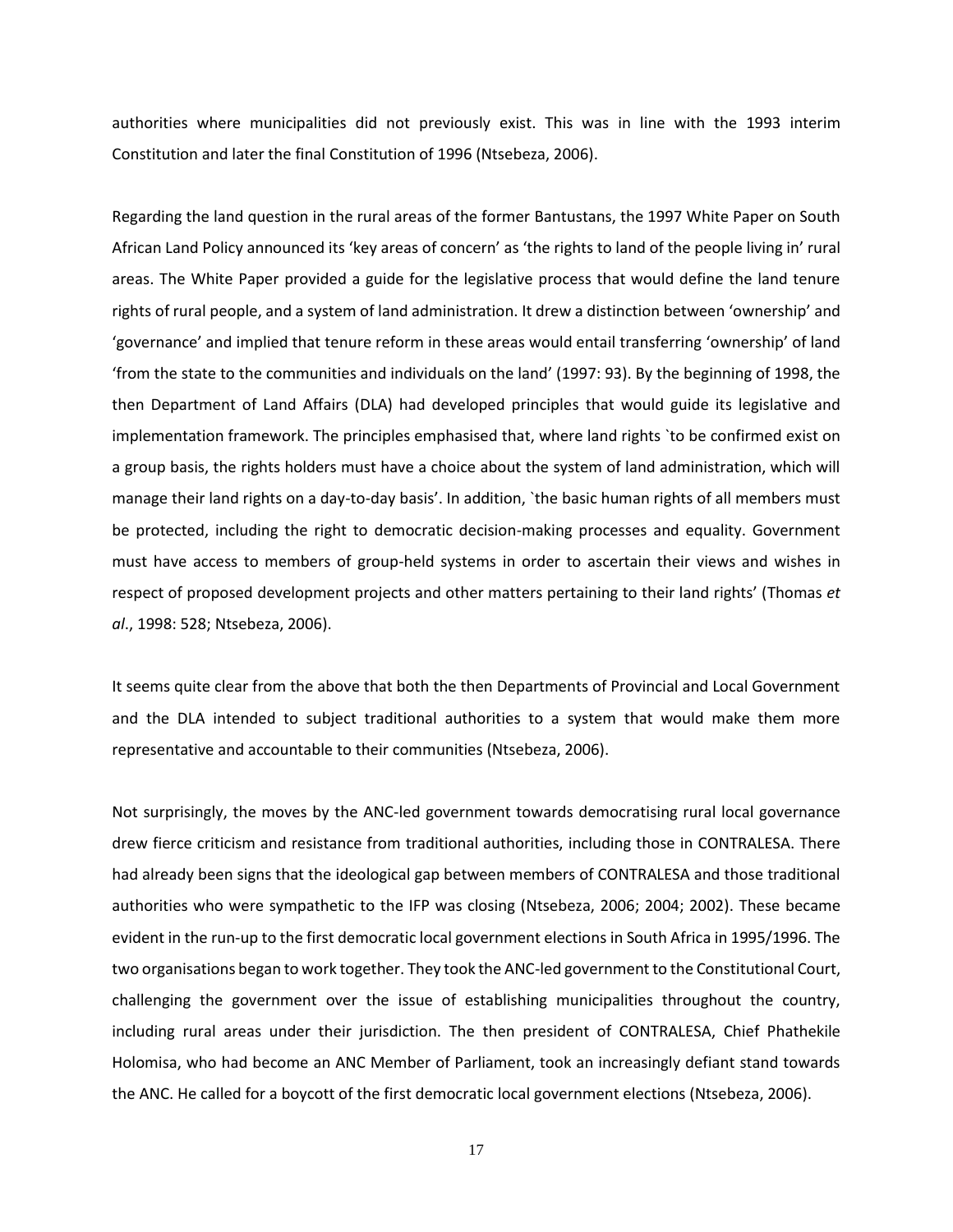authorities where municipalities did not previously exist. This was in line with the 1993 interim Constitution and later the final Constitution of 1996 (Ntsebeza, 2006).

Regarding the land question in the rural areas of the former Bantustans, the 1997 White Paper on South African Land Policy announced its 'key areas of concern' as 'the rights to land of the people living in' rural areas. The White Paper provided a guide for the legislative process that would define the land tenure rights of rural people, and a system of land administration. It drew a distinction between 'ownership' and 'governance' and implied that tenure reform in these areas would entail transferring 'ownership' of land 'from the state to the communities and individuals on the land' (1997: 93). By the beginning of 1998, the then Department of Land Affairs (DLA) had developed principles that would guide its legislative and implementation framework. The principles emphasised that, where land rights `to be confirmed exist on a group basis, the rights holders must have a choice about the system of land administration, which will manage their land rights on a day-to-day basis'. In addition, `the basic human rights of all members must be protected, including the right to democratic decision-making processes and equality. Government must have access to members of group-held systems in order to ascertain their views and wishes in respect of proposed development projects and other matters pertaining to their land rights' (Thomas *et al*., 1998: 528; Ntsebeza, 2006).

It seems quite clear from the above that both the then Departments of Provincial and Local Government and the DLA intended to subject traditional authorities to a system that would make them more representative and accountable to their communities (Ntsebeza, 2006).

Not surprisingly, the moves by the ANC-led government towards democratising rural local governance drew fierce criticism and resistance from traditional authorities, including those in CONTRALESA. There had already been signs that the ideological gap between members of CONTRALESA and those traditional authorities who were sympathetic to the IFP was closing (Ntsebeza, 2006; 2004; 2002). These became evident in the run-up to the first democratic local government elections in South Africa in 1995/1996. The two organisations began to work together. They took the ANC-led government to the Constitutional Court, challenging the government over the issue of establishing municipalities throughout the country, including rural areas under their jurisdiction. The then president of CONTRALESA, Chief Phathekile Holomisa, who had become an ANC Member of Parliament, took an increasingly defiant stand towards the ANC. He called for a boycott of the first democratic local government elections (Ntsebeza, 2006).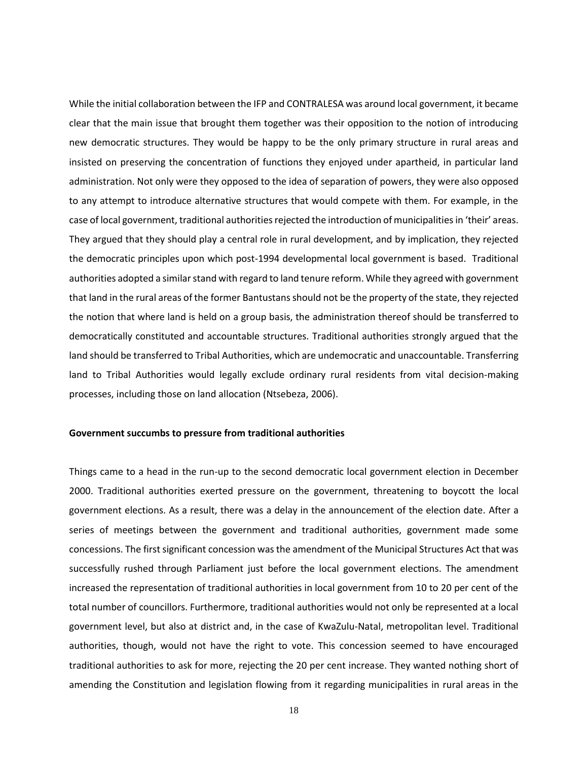While the initial collaboration between the IFP and CONTRALESA was around local government, it became clear that the main issue that brought them together was their opposition to the notion of introducing new democratic structures. They would be happy to be the only primary structure in rural areas and insisted on preserving the concentration of functions they enjoyed under apartheid, in particular land administration. Not only were they opposed to the idea of separation of powers, they were also opposed to any attempt to introduce alternative structures that would compete with them. For example, in the case of local government, traditional authorities rejected the introduction of municipalities in 'their' areas. They argued that they should play a central role in rural development, and by implication, they rejected the democratic principles upon which post-1994 developmental local government is based. Traditional authorities adopted a similar stand with regard to land tenure reform. While they agreed with government that land in the rural areas of the former Bantustans should not be the property of the state, they rejected the notion that where land is held on a group basis, the administration thereof should be transferred to democratically constituted and accountable structures. Traditional authorities strongly argued that the land should be transferred to Tribal Authorities, which are undemocratic and unaccountable. Transferring land to Tribal Authorities would legally exclude ordinary rural residents from vital decision-making processes, including those on land allocation (Ntsebeza, 2006).

**Government succumbs to pressure from traditional authorities**

Things came to a head in the run-up to the second democratic local government election in December 2000. Traditional authorities exerted pressure on the government, threatening to boycott the local government elections. As a result, there was a delay in the announcement of the election date. After a series of meetings between the government and traditional authorities, government made some concessions. The first significant concession was the amendment of the Municipal Structures Act that was successfully rushed through Parliament just before the local government elections. The amendment increased the representation of traditional authorities in local government from 10 to 20 per cent of the total number of councillors. Furthermore, traditional authorities would not only be represented at a local government level, but also at district and, in the case of KwaZulu-Natal, metropolitan level. Traditional authorities, though, would not have the right to vote. This concession seemed to have encouraged traditional authorities to ask for more, rejecting the 20 per cent increase. They wanted nothing short of amending the Constitution and legislation flowing from it regarding municipalities in rural areas in the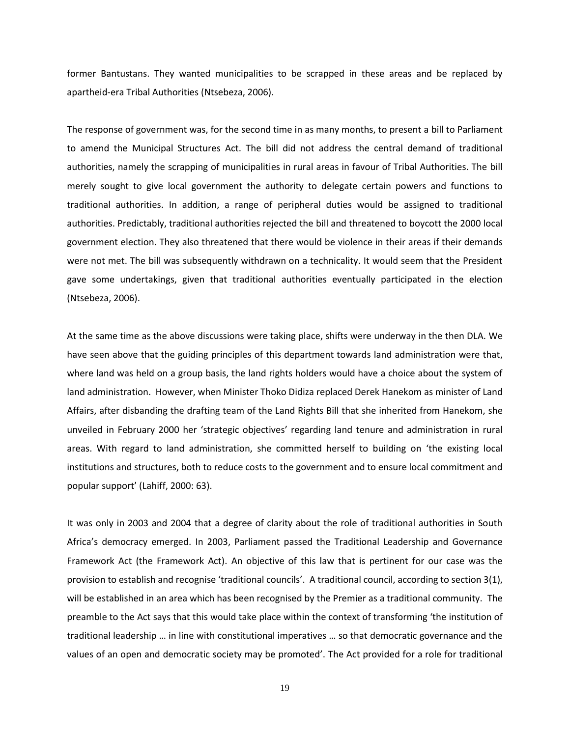former Bantustans. They wanted municipalities to be scrapped in these areas and be replaced by apartheid-era Tribal Authorities (Ntsebeza, 2006).

The response of government was, for the second time in as many months, to present a bill to Parliament to amend the Municipal Structures Act. The bill did not address the central demand of traditional authorities, namely the scrapping of municipalities in rural areas in favour of Tribal Authorities. The bill merely sought to give local government the authority to delegate certain powers and functions to traditional authorities. In addition, a range of peripheral duties would be assigned to traditional authorities. Predictably, traditional authorities rejected the bill and threatened to boycott the 2000 local government election. They also threatened that there would be violence in their areas if their demands were not met. The bill was subsequently withdrawn on a technicality. It would seem that the President gave some undertakings, given that traditional authorities eventually participated in the election (Ntsebeza, 2006).

At the same time as the above discussions were taking place, shifts were underway in the then DLA. We have seen above that the guiding principles of this department towards land administration were that, where land was held on a group basis, the land rights holders would have a choice about the system of land administration. However, when Minister Thoko Didiza replaced Derek Hanekom as minister of Land Affairs, after disbanding the drafting team of the Land Rights Bill that she inherited from Hanekom, she unveiled in February 2000 her 'strategic objectives' regarding land tenure and administration in rural areas. With regard to land administration, she committed herself to building on 'the existing local institutions and structures, both to reduce costs to the government and to ensure local commitment and popular support' (Lahiff, 2000: 63).

It was only in 2003 and 2004 that a degree of clarity about the role of traditional authorities in South Africa's democracy emerged. In 2003, Parliament passed the Traditional Leadership and Governance Framework Act (the Framework Act). An objective of this law that is pertinent for our case was the provision to establish and recognise 'traditional councils'. A traditional council, according to section 3(1), will be established in an area which has been recognised by the Premier as a traditional community. The preamble to the Act says that this would take place within the context of transforming 'the institution of traditional leadership … in line with constitutional imperatives … so that democratic governance and the values of an open and democratic society may be promoted'. The Act provided for a role for traditional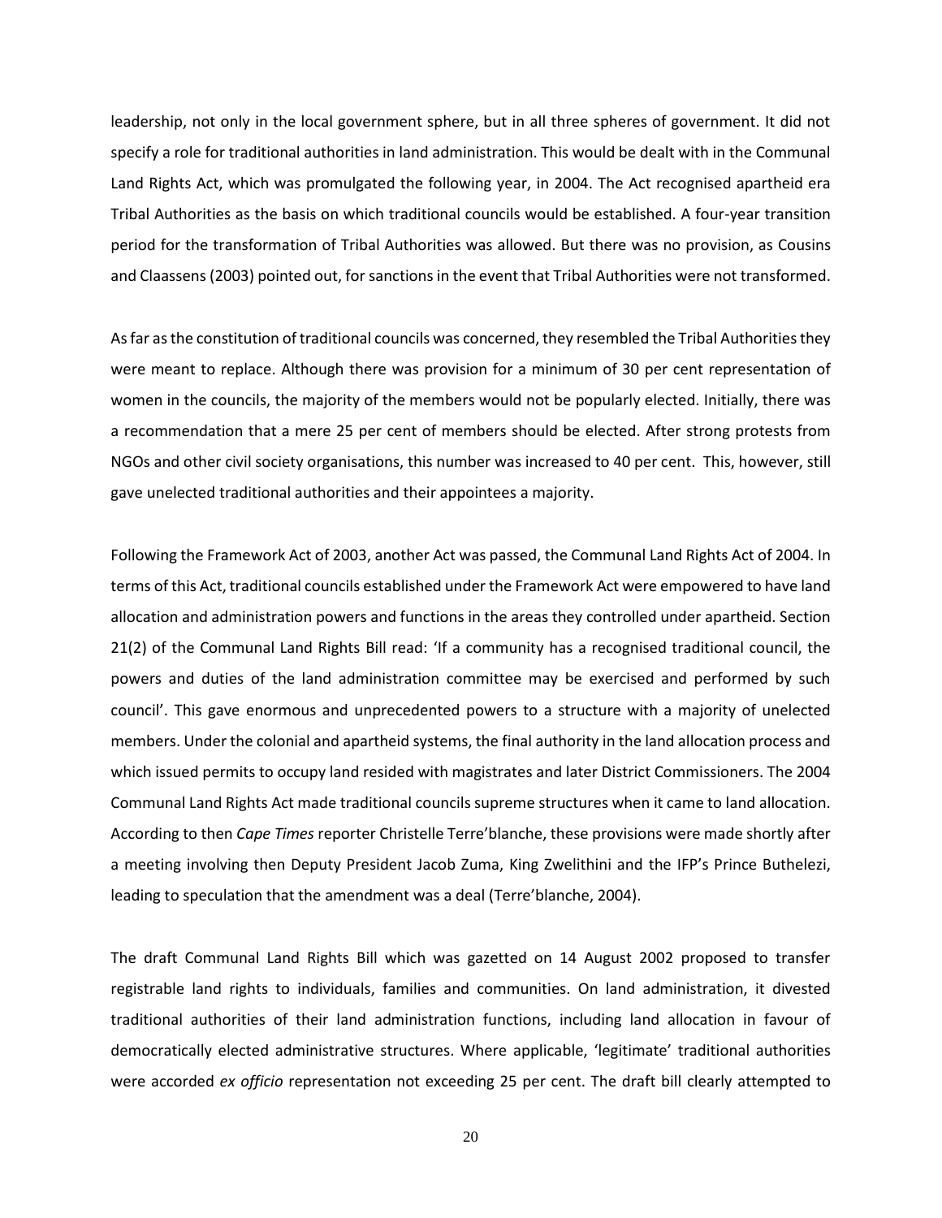leadership, not only in the local government sphere, but in all three spheres of government. It did not specify a role for traditional authorities in land administration. This would be dealt with in the Communal Land Rights Act, which was promulgated the following year, in 2004. The Act recognised apartheid era Tribal Authorities as the basis on which traditional councils would be established. A four-year transition period for the transformation of Tribal Authorities was allowed. But there was no provision, as Cousins and Claassens (2003) pointed out, for sanctions in the event that Tribal Authorities were not transformed.

As far as the constitution of traditional councils was concerned, they resembled the Tribal Authorities they were meant to replace. Although there was provision for a minimum of 30 per cent representation of women in the councils, the majority of the members would not be popularly elected. Initially, there was a recommendation that a mere 25 per cent of members should be elected. After strong protests from NGOs and other civil society organisations, this number was increased to 40 per cent. This, however, still gave unelected traditional authorities and their appointees a majority.

Following the Framework Act of 2003, another Act was passed, the Communal Land Rights Act of 2004. In terms of this Act, traditional councils established under the Framework Act were empowered to have land allocation and administration powers and functions in the areas they controlled under apartheid. Section 21(2) of the Communal Land Rights Bill read: 'If a community has a recognised traditional council, the powers and duties of the land administration committee may be exercised and performed by such council'. This gave enormous and unprecedented powers to a structure with a majority of unelected members. Under the colonial and apartheid systems, the final authority in the land allocation process and which issued permits to occupy land resided with magistrates and later District Commissioners. The 2004 Communal Land Rights Act made traditional councils supreme structures when it came to land allocation. According to then *Cape Times* reporter Christelle Terre'blanche, these provisions were made shortly after a meeting involving then Deputy President Jacob Zuma, King Zwelithini and the IFP's Prince Buthelezi, leading to speculation that the amendment was a deal (Terre'blanche, 2004).

The draft Communal Land Rights Bill which was gazetted on 14 August 2002 proposed to transfer registrable land rights to individuals, families and communities. On land administration, it divested traditional authorities of their land administration functions, including land allocation in favour of democratically elected administrative structures. Where applicable, 'legitimate' traditional authorities were accorded *ex officio* representation not exceeding 25 per cent. The draft bill clearly attempted to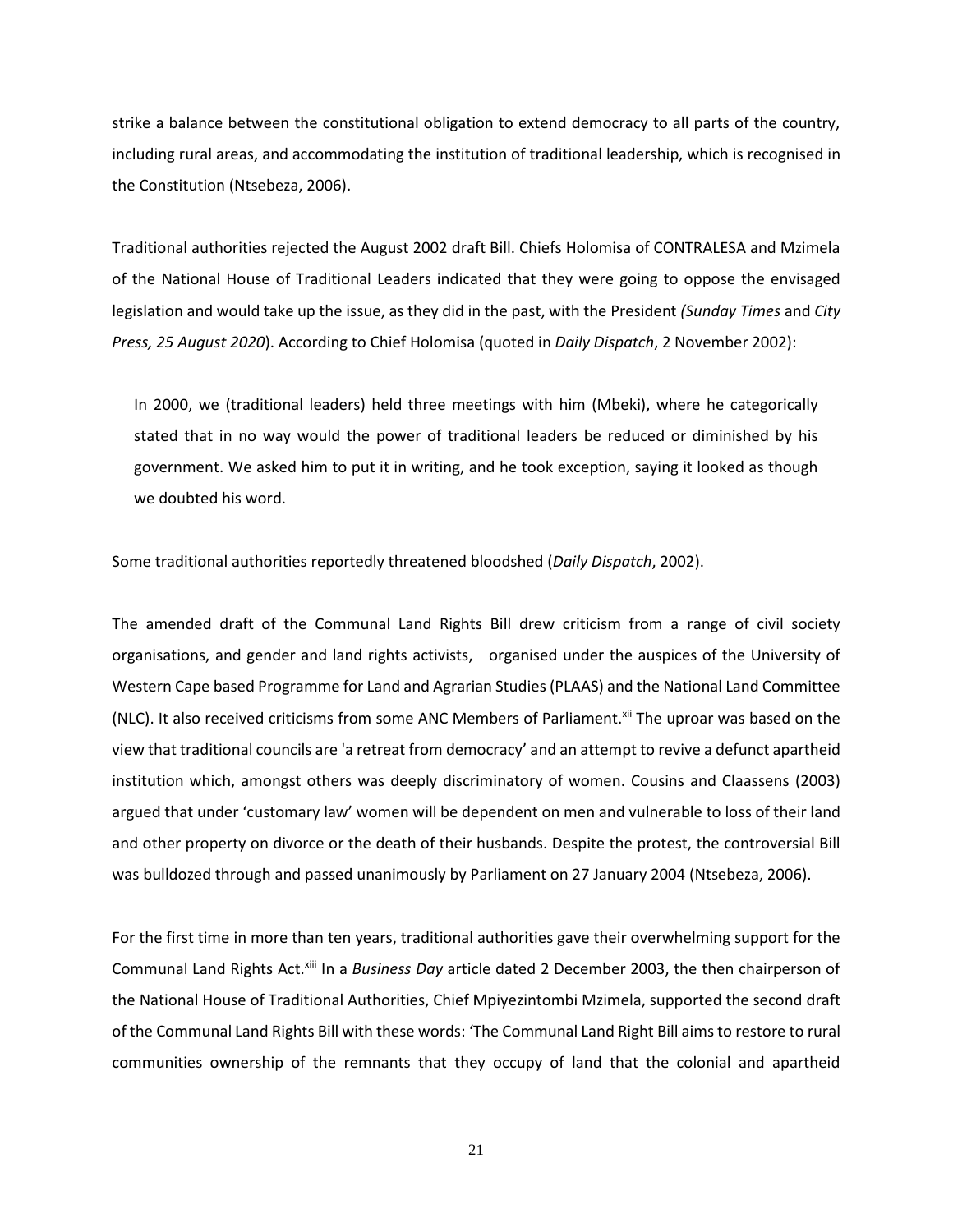strike a balance between the constitutional obligation to extend democracy to all parts of the country, including rural areas, and accommodating the institution of traditional leadership, which is recognised in the Constitution (Ntsebeza, 2006).

Traditional authorities rejected the August 2002 draft Bill. Chiefs Holomisa of CONTRALESA and Mzimela of the National House of Traditional Leaders indicated that they were going to oppose the envisaged legislation and would take up the issue, as they did in the past, with the President *(Sunday Times* and *City Press, 25 August 2020*). According to Chief Holomisa (quoted in *Daily Dispatch*, 2 November 2002):

> In 2000, we (traditional leaders) held three meetings with him (Mbeki), where he categorically stated that in no way would the power of traditional leaders be reduced or diminished by his government. We asked him to put it in writing, and he took exception, saying it looked as though we doubted his word.

Some traditional authorities reportedly threatened bloodshed (*Daily Dispatch*, 2002).

The amended draft of the Communal Land Rights Bill drew criticism from a range of civil society organisations, and gender and land rights activists, organised under the auspices of the University of Western Cape based Programme for Land and Agrarian Studies (PLAAS) and the National Land Committee (NLC). It also received criticisms from some ANC Members of Parliament.[xii] The uproar was based on the view that traditional councils are 'a retreat from democracy' and an attempt to revive a defunct apartheid institution which, amongst others was deeply discriminatory of women. Cousins and Claassens (2003) argued that under 'customary law' women will be dependent on men and vulnerable to loss of their land and other property on divorce or the death of their husbands. Despite the protest, the controversial Bill was bulldozed through and passed unanimously by Parliament on 27 January 2004 (Ntsebeza, 2006).

For the first time in more than ten years, traditional authorities gave their overwhelming support for the Communal Land Rights Act.[xiii] In a *Business Day* article dated 2 December 2003, the then chairperson of the National House of Traditional Authorities, Chief Mpiyezintombi Mzimela, supported the second draft of the Communal Land Rights Bill with these words: 'The Communal Land Right Bill aims to restore to rural communities ownership of the remnants that they occupy of land that the colonial and apartheid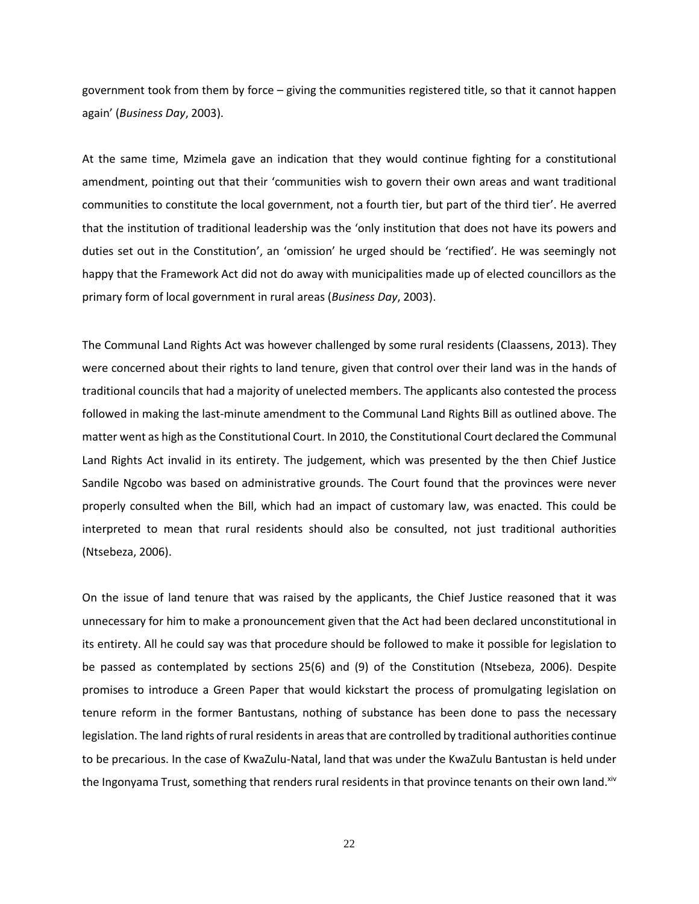government took from them by force – giving the communities registered title, so that it cannot happen again' (*Business Day*, 2003).

At the same time, Mzimela gave an indication that they would continue fighting for a constitutional amendment, pointing out that their 'communities wish to govern their own areas and want traditional communities to constitute the local government, not a fourth tier, but part of the third tier'. He averred that the institution of traditional leadership was the 'only institution that does not have its powers and duties set out in the Constitution', an 'omission' he urged should be 'rectified'. He was seemingly not happy that the Framework Act did not do away with municipalities made up of elected councillors as the primary form of local government in rural areas (*Business Day*, 2003).

The Communal Land Rights Act was however challenged by some rural residents (Claassens, 2013). They were concerned about their rights to land tenure, given that control over their land was in the hands of traditional councils that had a majority of unelected members. The applicants also contested the process followed in making the last-minute amendment to the Communal Land Rights Bill as outlined above. The matter went as high as the Constitutional Court. In 2010, the Constitutional Court declared the Communal Land Rights Act invalid in its entirety. The judgement, which was presented by the then Chief Justice Sandile Ngcobo was based on administrative grounds. The Court found that the provinces were never properly consulted when the Bill, which had an impact of customary law, was enacted. This could be interpreted to mean that rural residents should also be consulted, not just traditional authorities (Ntsebeza, 2006).

On the issue of land tenure that was raised by the applicants, the Chief Justice reasoned that it was unnecessary for him to make a pronouncement given that the Act had been declared unconstitutional in its entirety. All he could say was that procedure should be followed to make it possible for legislation to be passed as contemplated by sections 25(6) and (9) of the Constitution (Ntsebeza, 2006). Despite promises to introduce a Green Paper that would kickstart the process of promulgating legislation on tenure reform in the former Bantustans, nothing of substance has been done to pass the necessary legislation. The land rights of rural residents in areas that are controlled by traditional authorities continue to be precarious. In the case of KwaZulu-Natal, land that was under the KwaZulu Bantustan is held under the Ingonyama Trust, something that renders rural residents in that province tenants on their own land.[xiv]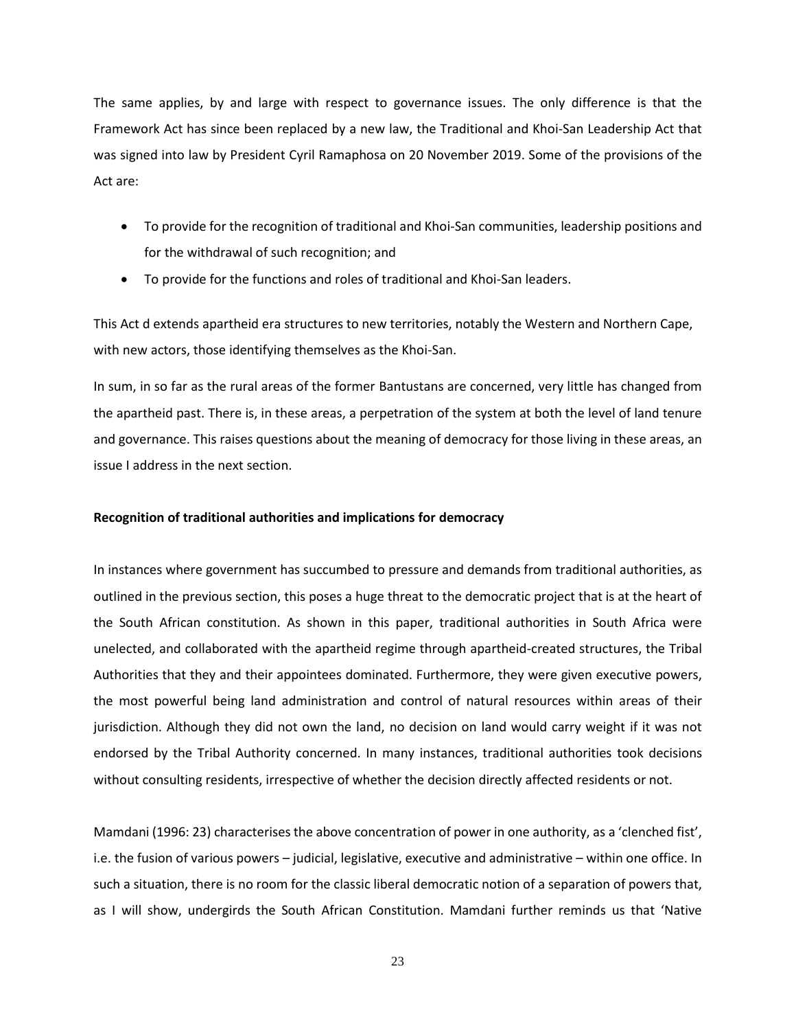The same applies, by and large with respect to governance issues. The only difference is that the Framework Act has since been replaced by a new law, the Traditional and Khoi-San Leadership Act that was signed into law by President Cyril Ramaphosa on 20 November 2019. Some of the provisions of the Act are:

- To provide for the recognition of traditional and Khoi-San communities, leadership positions and for the withdrawal of such recognition; and
- To provide for the functions and roles of traditional and Khoi-San leaders.

This Act d extends apartheid era structures to new territories, notably the Western and Northern Cape, with new actors, those identifying themselves as the Khoi-San.

In sum, in so far as the rural areas of the former Bantustans are concerned, very little has changed from the apartheid past. There is, in these areas, a perpetration of the system at both the level of land tenure and governance. This raises questions about the meaning of democracy for those living in these areas, an issue I address in the next section.

**Recognition of traditional authorities and implications for democracy**

In instances where government has succumbed to pressure and demands from traditional authorities, as outlined in the previous section, this poses a huge threat to the democratic project that is at the heart of the South African constitution. As shown in this paper, traditional authorities in South Africa were unelected, and collaborated with the apartheid regime through apartheid-created structures, the Tribal Authorities that they and their appointees dominated. Furthermore, they were given executive powers, the most powerful being land administration and control of natural resources within areas of their jurisdiction. Although they did not own the land, no decision on land would carry weight if it was not endorsed by the Tribal Authority concerned. In many instances, traditional authorities took decisions without consulting residents, irrespective of whether the decision directly affected residents or not.

Mamdani (1996: 23) characterises the above concentration of power in one authority, as a 'clenched fist', i.e. the fusion of various powers – judicial, legislative, executive and administrative – within one office. In such a situation, there is no room for the classic liberal democratic notion of a separation of powers that, as I will show, undergirds the South African Constitution. Mamdani further reminds us that 'Native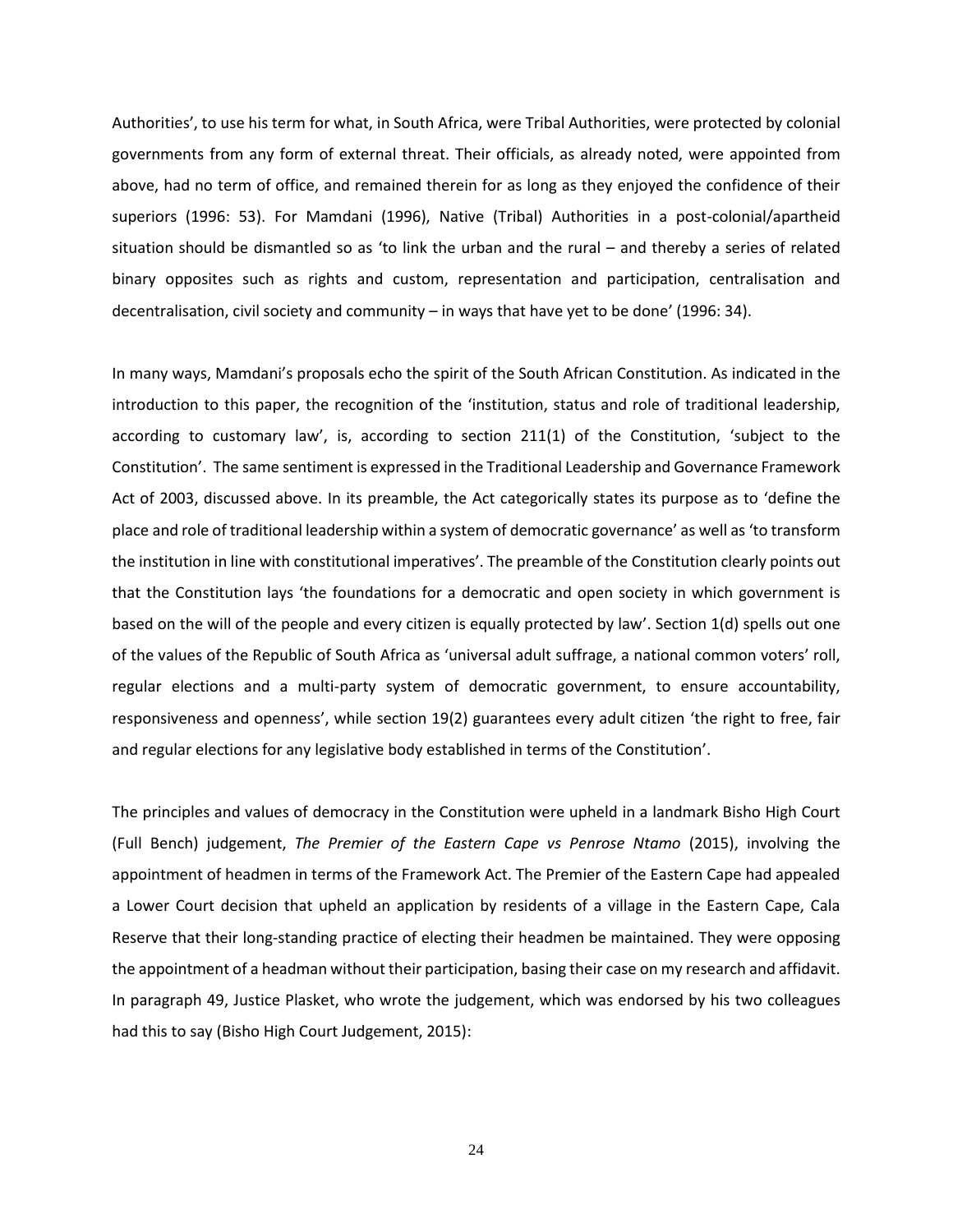Authorities', to use his term for what, in South Africa, were Tribal Authorities, were protected by colonial governments from any form of external threat. Their officials, as already noted, were appointed from above, had no term of office, and remained therein for as long as they enjoyed the confidence of their superiors (1996: 53). For Mamdani (1996), Native (Tribal) Authorities in a post-colonial/apartheid situation should be dismantled so as 'to link the urban and the rural – and thereby a series of related binary opposites such as rights and custom, representation and participation, centralisation and decentralisation, civil society and community – in ways that have yet to be done' (1996: 34).

In many ways, Mamdani's proposals echo the spirit of the South African Constitution. As indicated in the introduction to this paper, the recognition of the 'institution, status and role of traditional leadership, according to customary law', is, according to section 211(1) of the Constitution, 'subject to the Constitution'. The same sentiment is expressed in the Traditional Leadership and Governance Framework Act of 2003, discussed above. In its preamble, the Act categorically states its purpose as to 'define the place and role of traditional leadership within a system of democratic governance' as well as 'to transform the institution in line with constitutional imperatives'. The preamble of the Constitution clearly points out that the Constitution lays 'the foundations for a democratic and open society in which government is based on the will of the people and every citizen is equally protected by law'. Section 1(d) spells out one of the values of the Republic of South Africa as 'universal adult suffrage, a national common voters' roll, regular elections and a multi-party system of democratic government, to ensure accountability, responsiveness and openness', while section 19(2) guarantees every adult citizen 'the right to free, fair and regular elections for any legislative body established in terms of the Constitution'.

The principles and values of democracy in the Constitution were upheld in a landmark Bisho High Court (Full Bench) judgement, *The Premier of the Eastern Cape vs Penrose Ntamo* (2015), involving the appointment of headmen in terms of the Framework Act. The Premier of the Eastern Cape had appealed a Lower Court decision that upheld an application by residents of a village in the Eastern Cape, Cala Reserve that their long-standing practice of electing their headmen be maintained. They were opposing the appointment of a headman without their participation, basing their case on my research and affidavit. In paragraph 49, Justice Plasket, who wrote the judgement, which was endorsed by his two colleagues had this to say (Bisho High Court Judgement, 2015):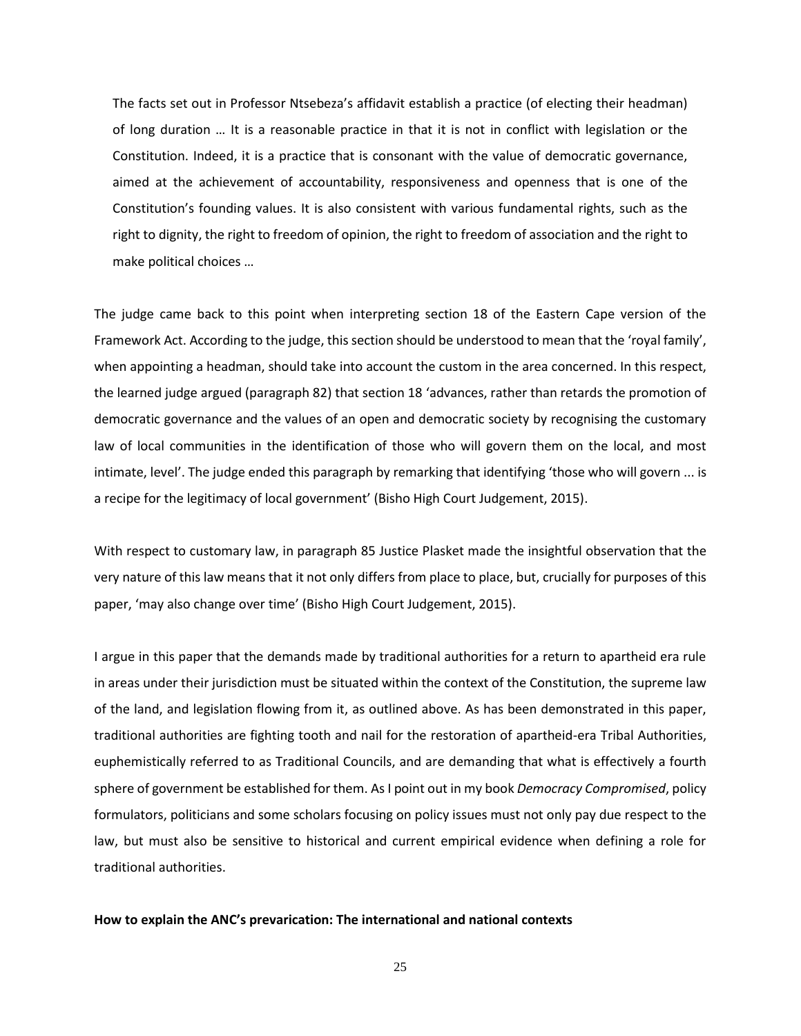> The facts set out in Professor Ntsebeza's affidavit establish a practice (of electing their headman) of long duration … It is a reasonable practice in that it is not in conflict with legislation or the Constitution. Indeed, it is a practice that is consonant with the value of democratic governance, aimed at the achievement of accountability, responsiveness and openness that is one of the Constitution's founding values. It is also consistent with various fundamental rights, such as the right to dignity, the right to freedom of opinion, the right to freedom of association and the right to make political choices …

The judge came back to this point when interpreting section 18 of the Eastern Cape version of the Framework Act. According to the judge, this section should be understood to mean that the 'royal family', when appointing a headman, should take into account the custom in the area concerned. In this respect, the learned judge argued (paragraph 82) that section 18 'advances, rather than retards the promotion of democratic governance and the values of an open and democratic society by recognising the customary law of local communities in the identification of those who will govern them on the local, and most intimate, level'. The judge ended this paragraph by remarking that identifying 'those who will govern ... is a recipe for the legitimacy of local government' (Bisho High Court Judgement, 2015).

With respect to customary law, in paragraph 85 Justice Plasket made the insightful observation that the very nature of this law means that it not only differs from place to place, but, crucially for purposes of this paper, 'may also change over time' (Bisho High Court Judgement, 2015).

I argue in this paper that the demands made by traditional authorities for a return to apartheid era rule in areas under their jurisdiction must be situated within the context of the Constitution, the supreme law of the land, and legislation flowing from it, as outlined above. As has been demonstrated in this paper, traditional authorities are fighting tooth and nail for the restoration of apartheid-era Tribal Authorities, euphemistically referred to as Traditional Councils, and are demanding that what is effectively a fourth sphere of government be established for them. As I point out in my book *Democracy Compromised*, policy formulators, politicians and some scholars focusing on policy issues must not only pay due respect to the law, but must also be sensitive to historical and current empirical evidence when defining a role for traditional authorities.

**How to explain the ANC's prevarication: The international and national contexts**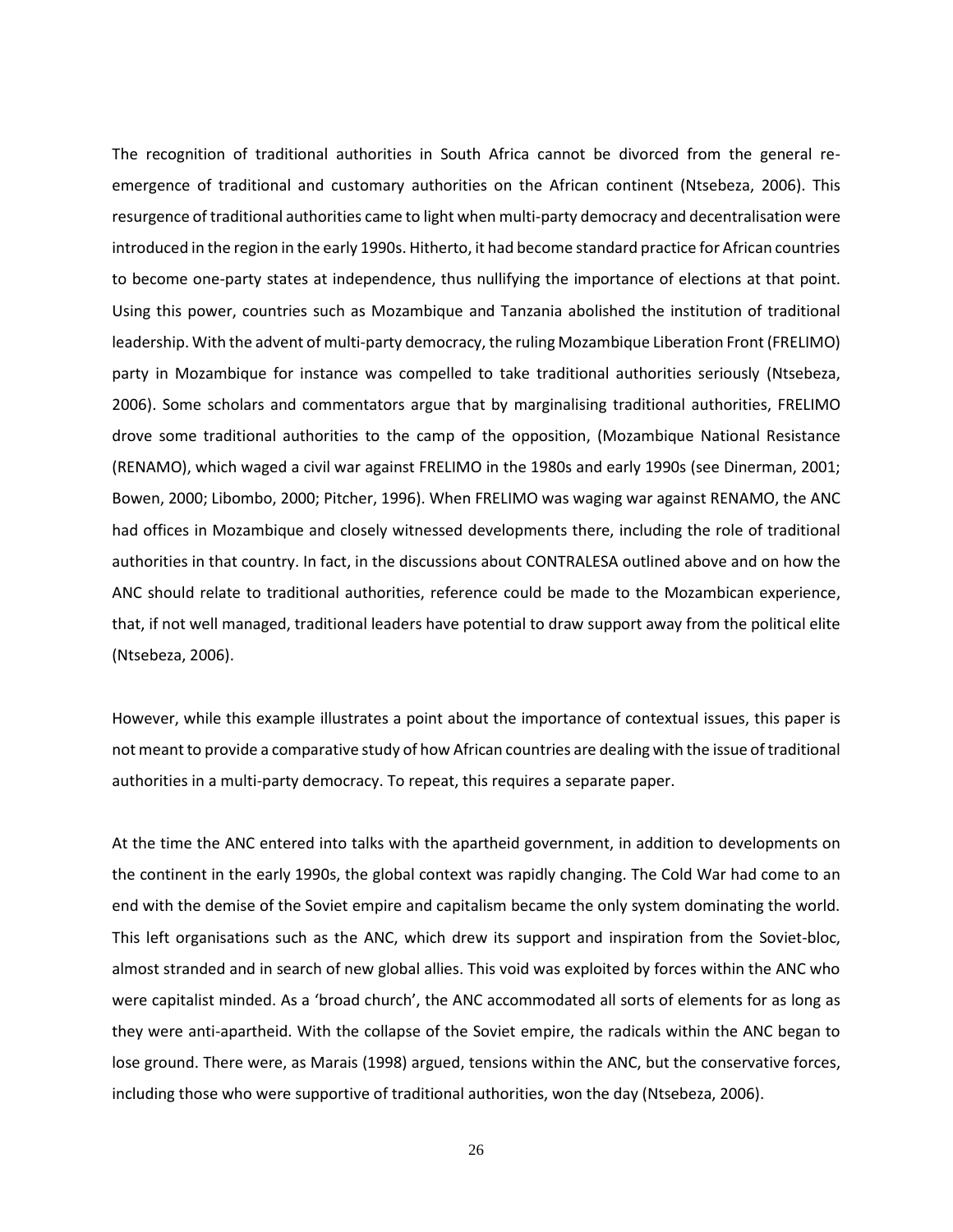The recognition of traditional authorities in South Africa cannot be divorced from the general re-emergence of traditional and customary authorities on the African continent (Ntsebeza, 2006). This resurgence of traditional authorities came to light when multi-party democracy and decentralisation were introduced in the region in the early 1990s. Hitherto, it had become standard practice for African countries to become one-party states at independence, thus nullifying the importance of elections at that point. Using this power, countries such as Mozambique and Tanzania abolished the institution of traditional leadership. With the advent of multi-party democracy, the ruling Mozambique Liberation Front (FRELIMO) party in Mozambique for instance was compelled to take traditional authorities seriously (Ntsebeza, 2006). Some scholars and commentators argue that by marginalising traditional authorities, FRELIMO drove some traditional authorities to the camp of the opposition, (Mozambique National Resistance (RENAMO), which waged a civil war against FRELIMO in the 1980s and early 1990s (see Dinerman, 2001; Bowen, 2000; Libombo, 2000; Pitcher, 1996). When FRELIMO was waging war against RENAMO, the ANC had offices in Mozambique and closely witnessed developments there, including the role of traditional authorities in that country. In fact, in the discussions about CONTRALESA outlined above and on how the ANC should relate to traditional authorities, reference could be made to the Mozambican experience, that, if not well managed, traditional leaders have potential to draw support away from the political elite (Ntsebeza, 2006).

However, while this example illustrates a point about the importance of contextual issues, this paper is not meant to provide a comparative study of how African countries are dealing with the issue of traditional authorities in a multi-party democracy. To repeat, this requires a separate paper.

At the time the ANC entered into talks with the apartheid government, in addition to developments on the continent in the early 1990s, the global context was rapidly changing. The Cold War had come to an end with the demise of the Soviet empire and capitalism became the only system dominating the world. This left organisations such as the ANC, which drew its support and inspiration from the Soviet-bloc, almost stranded and in search of new global allies. This void was exploited by forces within the ANC who were capitalist minded. As a 'broad church', the ANC accommodated all sorts of elements for as long as they were anti-apartheid. With the collapse of the Soviet empire, the radicals within the ANC began to lose ground. There were, as Marais (1998) argued, tensions within the ANC, but the conservative forces, including those who were supportive of traditional authorities, won the day (Ntsebeza, 2006).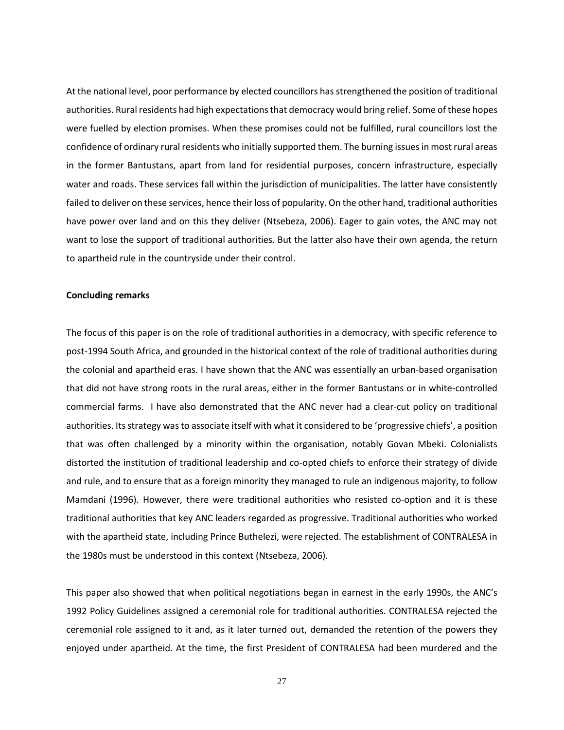At the national level, poor performance by elected councillors has strengthened the position of traditional authorities. Rural residents had high expectations that democracy would bring relief. Some of these hopes were fuelled by election promises. When these promises could not be fulfilled, rural councillors lost the confidence of ordinary rural residents who initially supported them. The burning issues in most rural areas in the former Bantustans, apart from land for residential purposes, concern infrastructure, especially water and roads. These services fall within the jurisdiction of municipalities. The latter have consistently failed to deliver on these services, hence their loss of popularity. On the other hand, traditional authorities have power over land and on this they deliver (Ntsebeza, 2006). Eager to gain votes, the ANC may not want to lose the support of traditional authorities. But the latter also have their own agenda, the return to apartheid rule in the countryside under their control.

**Concluding remarks**

The focus of this paper is on the role of traditional authorities in a democracy, with specific reference to post-1994 South Africa, and grounded in the historical context of the role of traditional authorities during the colonial and apartheid eras. I have shown that the ANC was essentially an urban-based organisation that did not have strong roots in the rural areas, either in the former Bantustans or in white-controlled commercial farms. I have also demonstrated that the ANC never had a clear-cut policy on traditional authorities. Its strategy was to associate itself with what it considered to be 'progressive chiefs', a position that was often challenged by a minority within the organisation, notably Govan Mbeki. Colonialists distorted the institution of traditional leadership and co-opted chiefs to enforce their strategy of divide and rule, and to ensure that as a foreign minority they managed to rule an indigenous majority, to follow Mamdani (1996). However, there were traditional authorities who resisted co-option and it is these traditional authorities that key ANC leaders regarded as progressive. Traditional authorities who worked with the apartheid state, including Prince Buthelezi, were rejected. The establishment of CONTRALESA in the 1980s must be understood in this context (Ntsebeza, 2006).

This paper also showed that when political negotiations began in earnest in the early 1990s, the ANC's 1992 Policy Guidelines assigned a ceremonial role for traditional authorities. CONTRALESA rejected the ceremonial role assigned to it and, as it later turned out, demanded the retention of the powers they enjoyed under apartheid. At the time, the first President of CONTRALESA had been murdered and the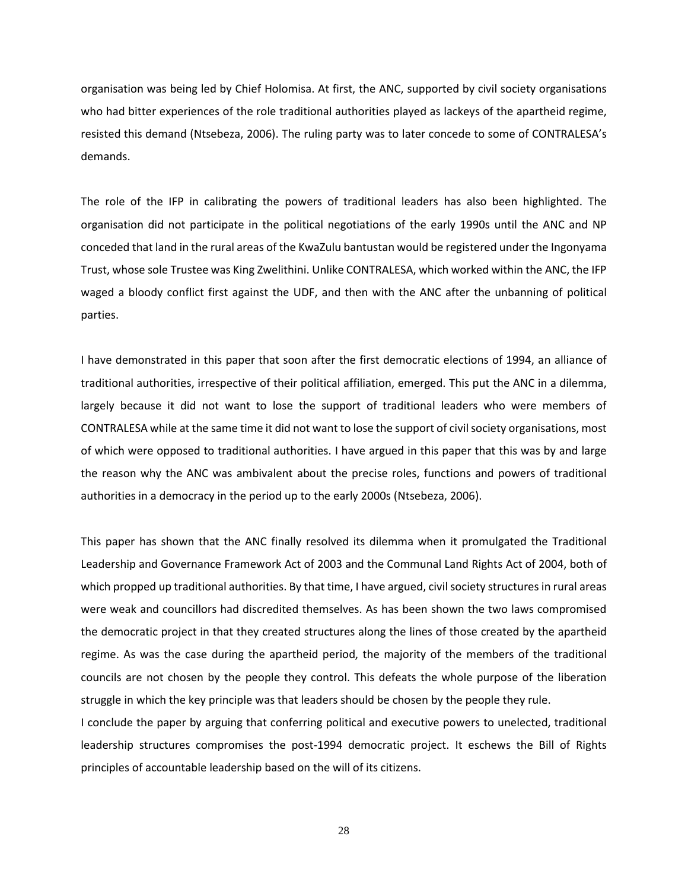organisation was being led by Chief Holomisa. At first, the ANC, supported by civil society organisations who had bitter experiences of the role traditional authorities played as lackeys of the apartheid regime, resisted this demand (Ntsebeza, 2006). The ruling party was to later concede to some of CONTRALESA's demands.

The role of the IFP in calibrating the powers of traditional leaders has also been highlighted. The organisation did not participate in the political negotiations of the early 1990s until the ANC and NP conceded that land in the rural areas of the KwaZulu bantustan would be registered under the Ingonyama Trust, whose sole Trustee was King Zwelithini. Unlike CONTRALESA, which worked within the ANC, the IFP waged a bloody conflict first against the UDF, and then with the ANC after the unbanning of political parties.

I have demonstrated in this paper that soon after the first democratic elections of 1994, an alliance of traditional authorities, irrespective of their political affiliation, emerged. This put the ANC in a dilemma, largely because it did not want to lose the support of traditional leaders who were members of CONTRALESA while at the same time it did not want to lose the support of civil society organisations, most of which were opposed to traditional authorities. I have argued in this paper that this was by and large the reason why the ANC was ambivalent about the precise roles, functions and powers of traditional authorities in a democracy in the period up to the early 2000s (Ntsebeza, 2006).

This paper has shown that the ANC finally resolved its dilemma when it promulgated the Traditional Leadership and Governance Framework Act of 2003 and the Communal Land Rights Act of 2004, both of which propped up traditional authorities. By that time, I have argued, civil society structures in rural areas were weak and councillors had discredited themselves. As has been shown the two laws compromised the democratic project in that they created structures along the lines of those created by the apartheid regime. As was the case during the apartheid period, the majority of the members of the traditional councils are not chosen by the people they control. This defeats the whole purpose of the liberation struggle in which the key principle was that leaders should be chosen by the people they rule.

I conclude the paper by arguing that conferring political and executive powers to unelected, traditional leadership structures compromises the post-1994 democratic project. It eschews the Bill of Rights principles of accountable leadership based on the will of its citizens.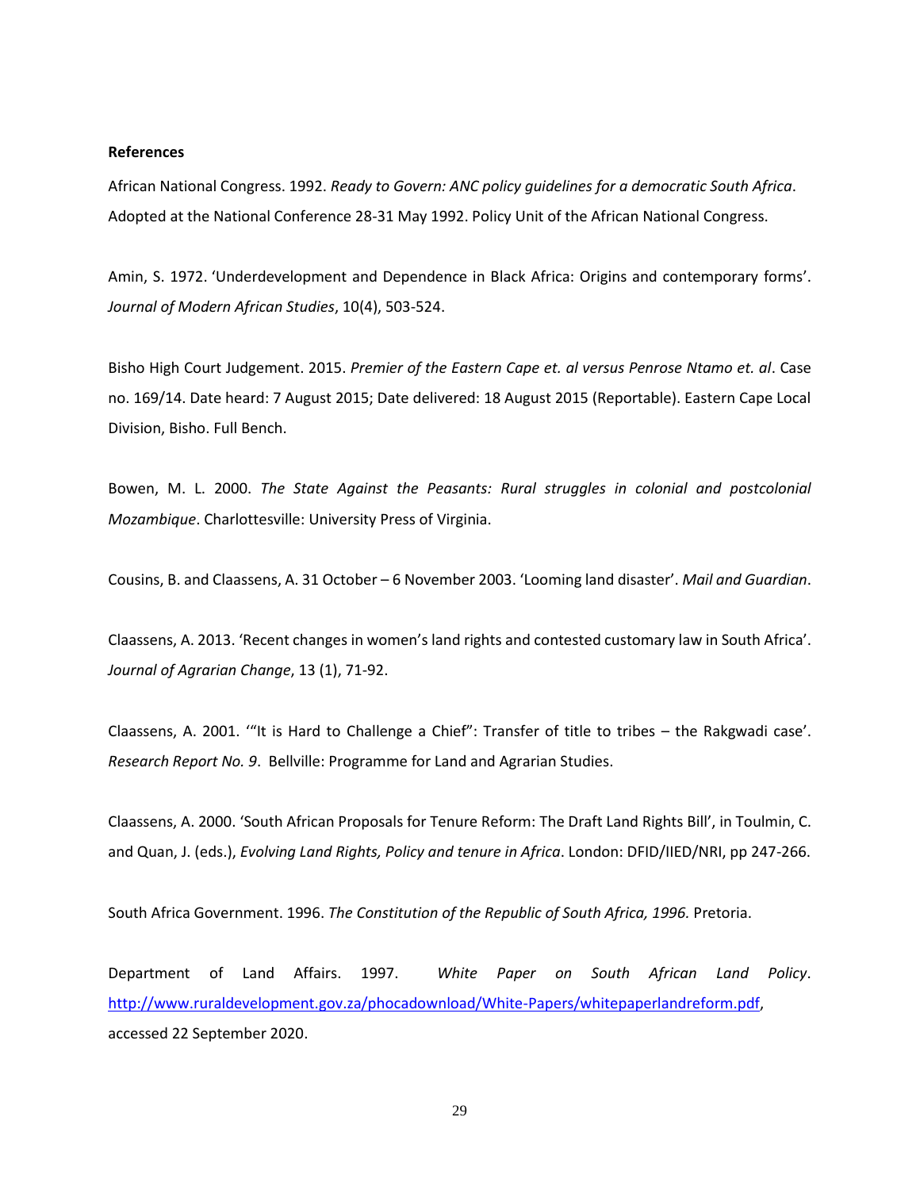**References**

African National Congress. 1992. *Ready to Govern: ANC policy guidelines for a democratic South Africa*. Adopted at the National Conference 28-31 May 1992. Policy Unit of the African National Congress.

Amin, S. 1972. 'Underdevelopment and Dependence in Black Africa: Origins and contemporary forms'. *Journal of Modern African Studies*, 10(4), 503-524.

Bisho High Court Judgement. 2015. *Premier of the Eastern Cape et. al versus Penrose Ntamo et. al*. Case no. 169/14. Date heard: 7 August 2015; Date delivered: 18 August 2015 (Reportable). Eastern Cape Local Division, Bisho. Full Bench.

Bowen, M. L. 2000. *The State Against the Peasants: Rural struggles in colonial and postcolonial Mozambique*. Charlottesville: University Press of Virginia.

Cousins, B. and Claassens, A. 31 October – 6 November 2003. 'Looming land disaster'. *Mail and Guardian*.

Claassens, A. 2013. 'Recent changes in women's land rights and contested customary law in South Africa'. *Journal of Agrarian Change*, 13 (1), 71-92.

Claassens, A. 2001. '"It is Hard to Challenge a Chief": Transfer of title to tribes – the Rakgwadi case'. *Research Report No. 9*. Bellville: Programme for Land and Agrarian Studies.

Claassens, A. 2000. 'South African Proposals for Tenure Reform: The Draft Land Rights Bill', in Toulmin, C. and Quan, J. (eds.), *Evolving Land Rights, Policy and tenure in Africa*. London: DFID/IIED/NRI, pp 247-266.

South Africa Government. 1996. *The Constitution of the Republic of South Africa, 1996.* Pretoria.

Department of Land Affairs. 1997. *White Paper on South African Land Policy*. http://www.ruraldevelopment.gov.za/phocadownload/White-Papers/whitepaperlandreform.pdf, accessed 22 September 2020.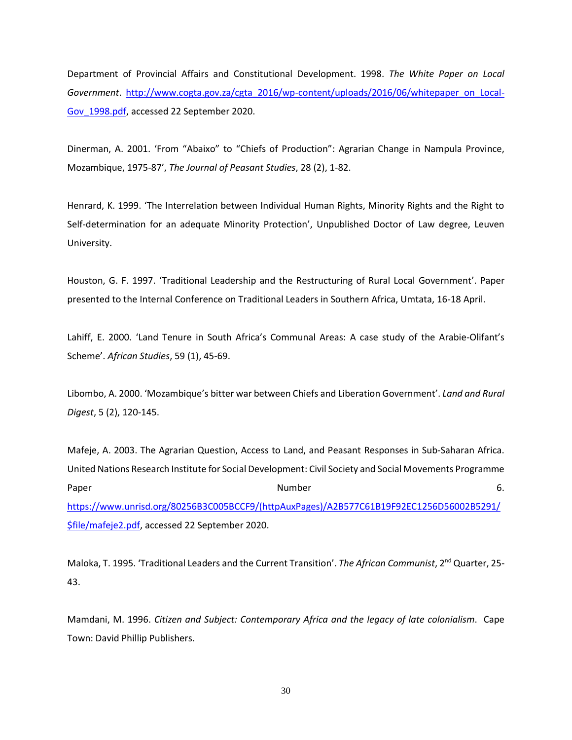Department of Provincial Affairs and Constitutional Development. 1998. *The White Paper on Local Government*. http://www.cogta.gov.za/cgta_2016/wp-content/uploads/2016/06/whitepaper_on_Local-Gov_1998.pdf, accessed 22 September 2020.

Dinerman, A. 2001. 'From "Abaixo" to "Chiefs of Production": Agrarian Change in Nampula Province, Mozambique, 1975-87', *The Journal of Peasant Studies*, 28 (2), 1-82.

Henrard, K. 1999. 'The Interrelation between Individual Human Rights, Minority Rights and the Right to Self-determination for an adequate Minority Protection', Unpublished Doctor of Law degree, Leuven University.

Houston, G. F. 1997. 'Traditional Leadership and the Restructuring of Rural Local Government'. Paper presented to the Internal Conference on Traditional Leaders in Southern Africa, Umtata, 16-18 April.

Lahiff, E. 2000. 'Land Tenure in South Africa's Communal Areas: A case study of the Arabie-Olifant's Scheme'. *African Studies*, 59 (1), 45-69.

Libombo, A. 2000. 'Mozambique's bitter war between Chiefs and Liberation Government'. *Land and Rural Digest*, 5 (2), 120-145.

Mafeje, A. 2003. The Agrarian Question, Access to Land, and Peasant Responses in Sub-Saharan Africa. United Nations Research Institute for Social Development: Civil Society and Social Movements Programme Paper Number 6. https://www.unrisd.org/80256B3C005BCCF9/(httpAuxPages)/A2B577C61B19F92EC1256D56002B5291/$file/mafeje2.pdf, accessed 22 September 2020.

Maloka, T. 1995. 'Traditional Leaders and the Current Transition'. *The African Communist*, 2nd Quarter, 25-43.

Mamdani, M. 1996. *Citizen and Subject: Contemporary Africa and the legacy of late colonialism*. Cape Town: David Phillip Publishers.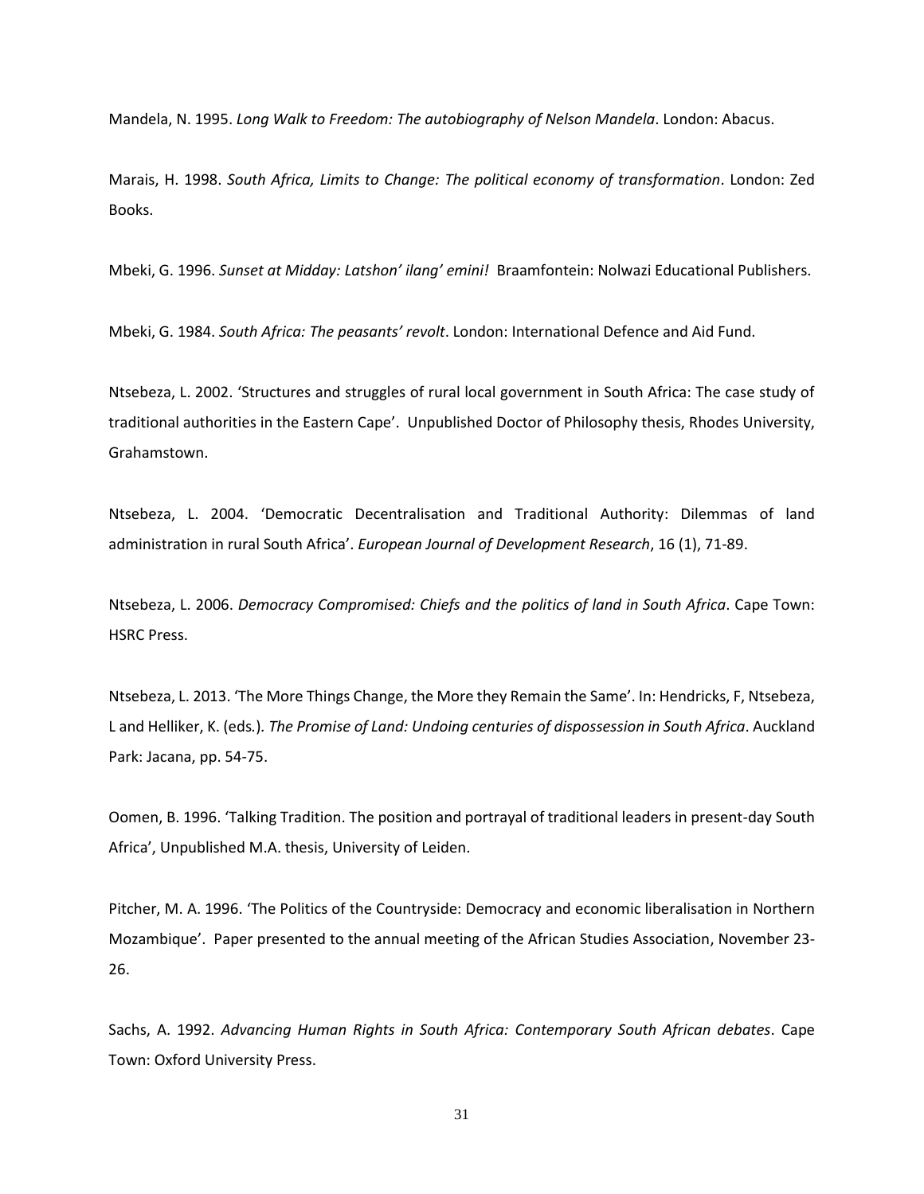Mandela, N. 1995. *Long Walk to Freedom: The autobiography of Nelson Mandela*. London: Abacus.

Marais, H. 1998. *South Africa, Limits to Change: The political economy of transformation*. London: Zed Books.

Mbeki, G. 1996. *Sunset at Midday: Latshon' ilang' emini!* Braamfontein: Nolwazi Educational Publishers.

Mbeki, G. 1984. *South Africa: The peasants' revolt*. London: International Defence and Aid Fund.

Ntsebeza, L. 2002. 'Structures and struggles of rural local government in South Africa: The case study of traditional authorities in the Eastern Cape'. Unpublished Doctor of Philosophy thesis, Rhodes University, Grahamstown.

Ntsebeza, L. 2004. 'Democratic Decentralisation and Traditional Authority: Dilemmas of land administration in rural South Africa'. *European Journal of Development Research*, 16 (1), 71-89.

Ntsebeza, L. 2006. *Democracy Compromised: Chiefs and the politics of land in South Africa*. Cape Town: HSRC Press.

Ntsebeza, L. 2013. 'The More Things Change, the More they Remain the Same'. In: Hendricks, F, Ntsebeza, L and Helliker, K. (eds.). *The Promise of Land: Undoing centuries of dispossession in South Africa*. Auckland Park: Jacana, pp. 54-75.

Oomen, B. 1996. 'Talking Tradition. The position and portrayal of traditional leaders in present-day South Africa', Unpublished M.A. thesis, University of Leiden.

Pitcher, M. A. 1996. 'The Politics of the Countryside: Democracy and economic liberalisation in Northern Mozambique'. Paper presented to the annual meeting of the African Studies Association, November 23-26.

Sachs, A. 1992. *Advancing Human Rights in South Africa: Contemporary South African debates*. Cape Town: Oxford University Press.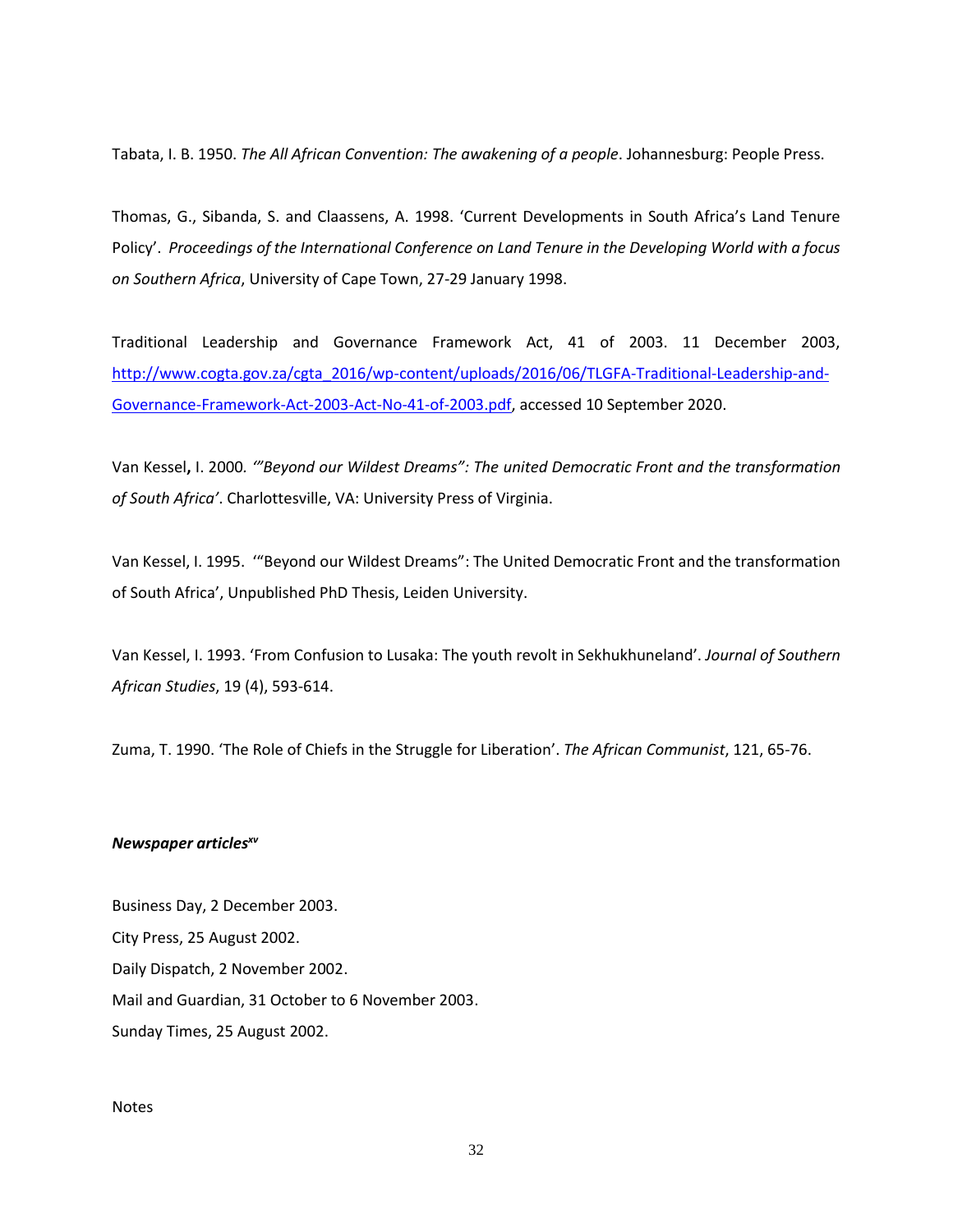Tabata, I. B. 1950. *The All African Convention: The awakening of a people*. Johannesburg: People Press.

Thomas, G., Sibanda, S. and Claassens, A. 1998. 'Current Developments in South Africa's Land Tenure Policy'. *Proceedings of the International Conference on Land Tenure in the Developing World with a focus on Southern Africa*, University of Cape Town, 27-29 January 1998.

Traditional Leadership and Governance Framework Act, 41 of 2003. 11 December 2003, http://www.cogta.gov.za/cgta_2016/wp-content/uploads/2016/06/TLGFA-Traditional-Leadership-and-Governance-Framework-Act-2003-Act-No-41-of-2003.pdf, accessed 10 September 2020.

Van Kessel**,** I. 2000*. '"Beyond our Wildest Dreams": The united Democratic Front and the transformation of South Africa'*. Charlottesville, VA: University Press of Virginia.

Van Kessel, I. 1995. '"Beyond our Wildest Dreams": The United Democratic Front and the transformation of South Africa', Unpublished PhD Thesis, Leiden University.

Van Kessel, I. 1993. 'From Confusion to Lusaka: The youth revolt in Sekhukhuneland'. *Journal of Southern African Studies*, 19 (4), 593-614.

Zuma, T. 1990. 'The Role of Chiefs in the Struggle for Liberation'. *The African Communist*, 121, 65-76.

***Newspaper articles***[xv]

Business Day, 2 December 2003.
City Press, 25 August 2002.
Daily Dispatch, 2 November 2002.
Mail and Guardian, 31 October to 6 November 2003.
Sunday Times, 25 August 2002.

Notes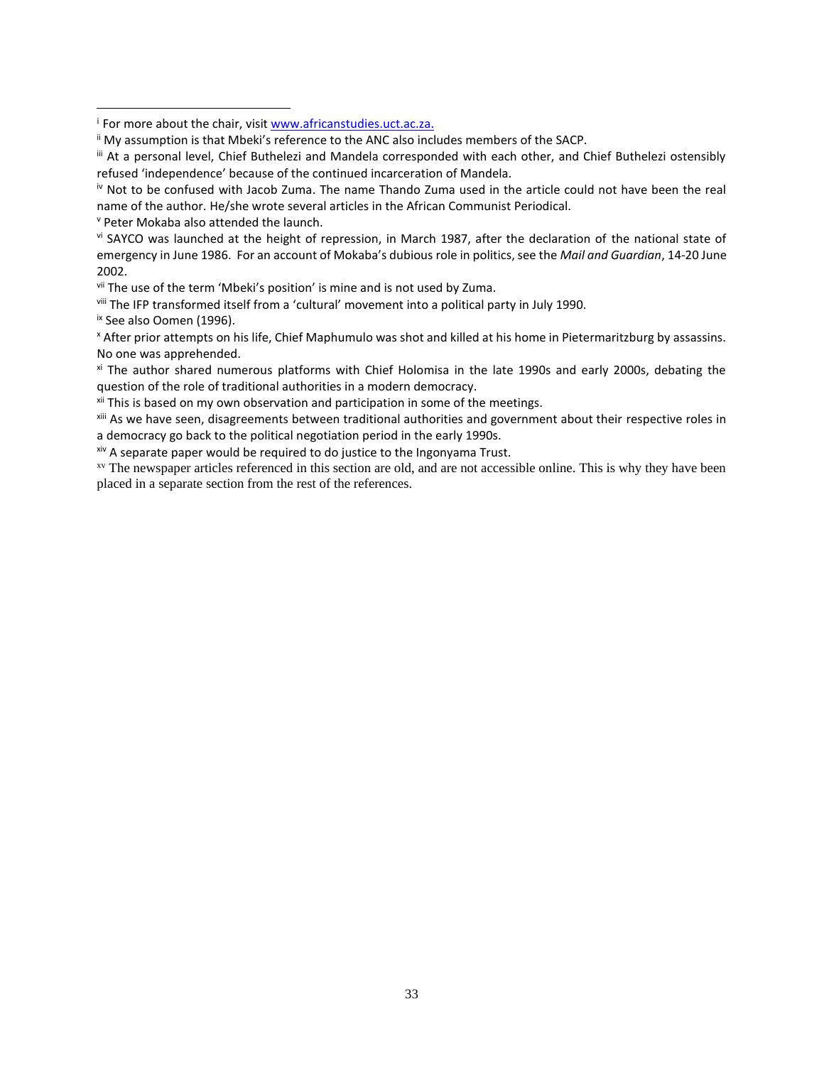[i] For more about the chair, visit [www.africanstudies.uct.ac.za.](http://www.africanstudies.uct.ac.za)

[ii] My assumption is that Mbeki's reference to the ANC also includes members of the SACP.

[iii] At a personal level, Chief Buthelezi and Mandela corresponded with each other, and Chief Buthelezi ostensibly refused 'independence' because of the continued incarceration of Mandela.

[iv] Not to be confused with Jacob Zuma. The name Thando Zuma used in the article could not have been the real name of the author. He/she wrote several articles in the African Communist Periodical.

[v] Peter Mokaba also attended the launch.

[vi] SAYCO was launched at the height of repression, in March 1987, after the declaration of the national state of emergency in June 1986. For an account of Mokaba's dubious role in politics, see the *Mail and Guardian*, 14-20 June 2002.

[vii] The use of the term 'Mbeki's position' is mine and is not used by Zuma.

[viii] The IFP transformed itself from a 'cultural' movement into a political party in July 1990.

[ix] See also Oomen (1996).

[x] After prior attempts on his life, Chief Maphumulo was shot and killed at his home in Pietermaritzburg by assassins. No one was apprehended.

[xi] The author shared numerous platforms with Chief Holomisa in the late 1990s and early 2000s, debating the question of the role of traditional authorities in a modern democracy.

[xii] This is based on my own observation and participation in some of the meetings.

[xiii] As we have seen, disagreements between traditional authorities and government about their respective roles in a democracy go back to the political negotiation period in the early 1990s.

[xiv] A separate paper would be required to do justice to the Ingonyama Trust.

[xv] The newspaper articles referenced in this section are old, and are not accessible online. This is why they have been placed in a separate section from the rest of the references.